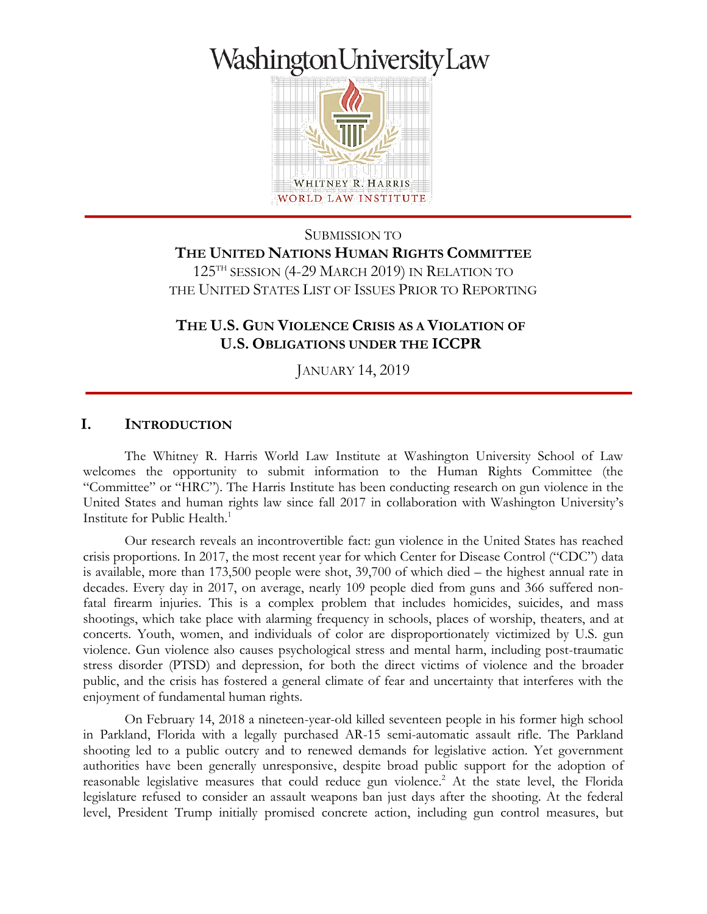Washington University Law

WHITNEY R. HARRIS
WORLD LAW INSTITUTE

SUBMISSION TO
**THE UNITED NATIONS HUMAN RIGHTS COMMITTEE**
125TH SESSION (4-29 MARCH 2019) IN RELATION TO
THE UNITED STATES LIST OF ISSUES PRIOR TO REPORTING

**THE U.S. GUN VIOLENCE CRISIS AS A VIOLATION OF U.S. OBLIGATIONS UNDER THE ICCPR**

JANUARY 14, 2019

## I. INTRODUCTION

The Whitney R. Harris World Law Institute at Washington University School of Law welcomes the opportunity to submit information to the Human Rights Committee (the "Committee" or "HRC"). The Harris Institute has been conducting research on gun violence in the United States and human rights law since fall 2017 in collaboration with Washington University's Institute for Public Health.[1]

Our research reveals an incontrovertible fact: gun violence in the United States has reached crisis proportions. In 2017, the most recent year for which Center for Disease Control ("CDC") data is available, more than 173,500 people were shot, 39,700 of which died – the highest annual rate in decades. Every day in 2017, on average, nearly 109 people died from guns and 366 suffered non-fatal firearm injuries. This is a complex problem that includes homicides, suicides, and mass shootings, which take place with alarming frequency in schools, places of worship, theaters, and at concerts. Youth, women, and individuals of color are disproportionately victimized by U.S. gun violence. Gun violence also causes psychological stress and mental harm, including post-traumatic stress disorder (PTSD) and depression, for both the direct victims of violence and the broader public, and the crisis has fostered a general climate of fear and uncertainty that interferes with the enjoyment of fundamental human rights.

On February 14, 2018 a nineteen-year-old killed seventeen people in his former high school in Parkland, Florida with a legally purchased AR-15 semi-automatic assault rifle. The Parkland shooting led to a public outcry and to renewed demands for legislative action. Yet government authorities have been generally unresponsive, despite broad public support for the adoption of reasonable legislative measures that could reduce gun violence.[2] At the state level, the Florida legislature refused to consider an assault weapons ban just days after the shooting. At the federal level, President Trump initially promised concrete action, including gun control measures, but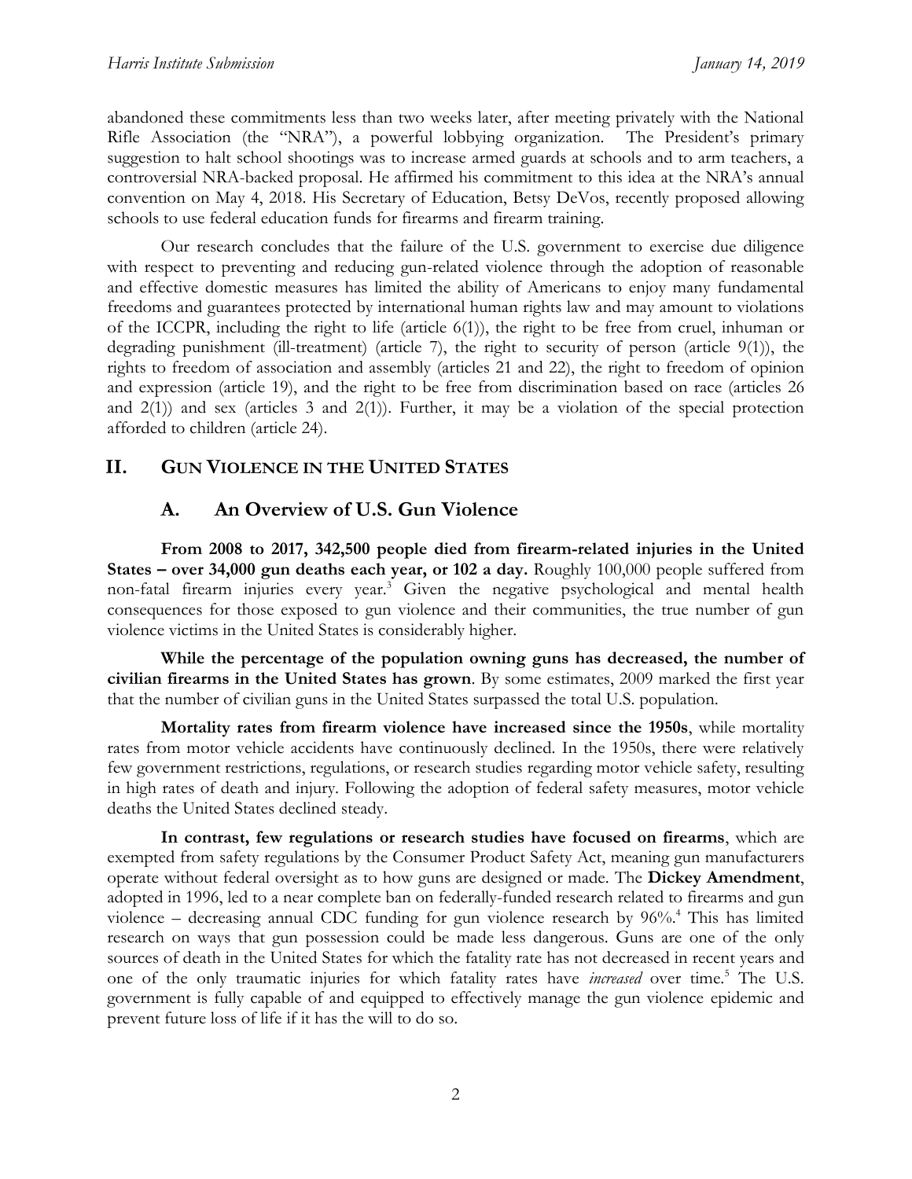abandoned these commitments less than two weeks later, after meeting privately with the National Rifle Association (the "NRA"), a powerful lobbying organization. The President's primary suggestion to halt school shootings was to increase armed guards at schools and to arm teachers, a controversial NRA-backed proposal. He affirmed his commitment to this idea at the NRA's annual convention on May 4, 2018. His Secretary of Education, Betsy DeVos, recently proposed allowing schools to use federal education funds for firearms and firearm training.

Our research concludes that the failure of the U.S. government to exercise due diligence with respect to preventing and reducing gun-related violence through the adoption of reasonable and effective domestic measures has limited the ability of Americans to enjoy many fundamental freedoms and guarantees protected by international human rights law and may amount to violations of the ICCPR, including the right to life (article 6(1)), the right to be free from cruel, inhuman or degrading punishment (ill-treatment) (article 7), the right to security of person (article 9(1)), the rights to freedom of association and assembly (articles 21 and 22), the right to freedom of opinion and expression (article 19), and the right to be free from discrimination based on race (articles 26 and 2(1)) and sex (articles 3 and 2(1)). Further, it may be a violation of the special protection afforded to children (article 24).

## II. Gun Violence in the United States

### A. An Overview of U.S. Gun Violence

**From 2008 to 2017, 342,500 people died from firearm-related injuries in the United States – over 34,000 gun deaths each year, or 102 a day.** Roughly 100,000 people suffered from non-fatal firearm injuries every year.[3] Given the negative psychological and mental health consequences for those exposed to gun violence and their communities, the true number of gun violence victims in the United States is considerably higher.

**While the percentage of the population owning guns has decreased, the number of civilian firearms in the United States has grown**. By some estimates, 2009 marked the first year that the number of civilian guns in the United States surpassed the total U.S. population.

**Mortality rates from firearm violence have increased since the 1950s**, while mortality rates from motor vehicle accidents have continuously declined. In the 1950s, there were relatively few government restrictions, regulations, or research studies regarding motor vehicle safety, resulting in high rates of death and injury. Following the adoption of federal safety measures, motor vehicle deaths the United States declined steady.

**In contrast, few regulations or research studies have focused on firearms**, which are exempted from safety regulations by the Consumer Product Safety Act, meaning gun manufacturers operate without federal oversight as to how guns are designed or made. The **Dickey Amendment**, adopted in 1996, led to a near complete ban on federally-funded research related to firearms and gun violence – decreasing annual CDC funding for gun violence research by 96%.[4] This has limited research on ways that gun possession could be made less dangerous. Guns are one of the only sources of death in the United States for which the fatality rate has not decreased in recent years and one of the only traumatic injuries for which fatality rates have *increased* over time.[5] The U.S. government is fully capable of and equipped to effectively manage the gun violence epidemic and prevent future loss of life if it has the will to do so.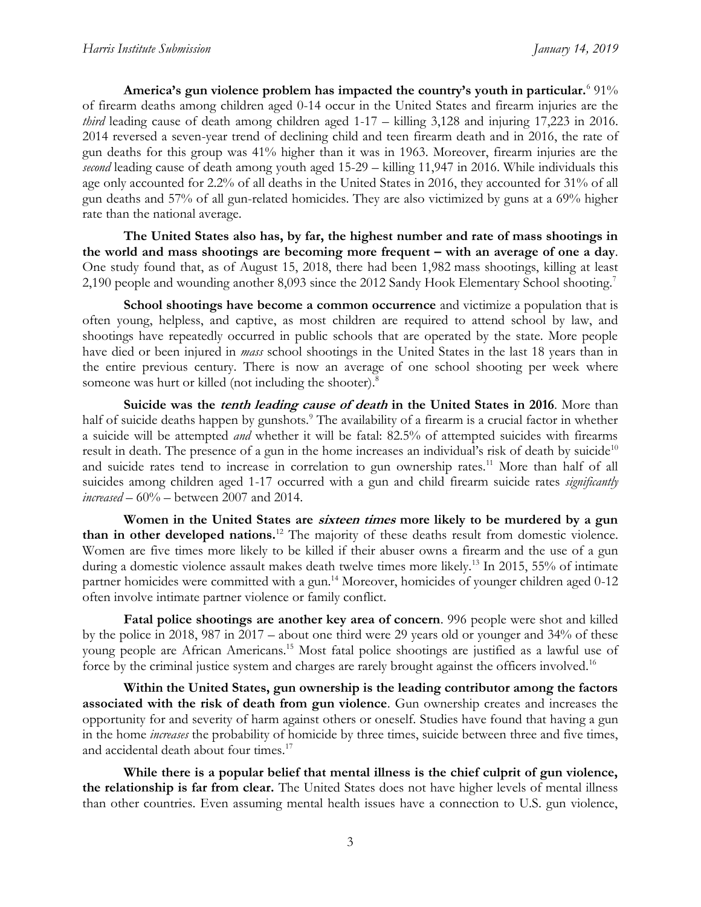**America's gun violence problem has impacted the country's youth in particular.**[6] 91% of firearm deaths among children aged 0-14 occur in the United States and firearm injuries are the *third* leading cause of death among children aged 1-17 – killing 3,128 and injuring 17,223 in 2016. 2014 reversed a seven-year trend of declining child and teen firearm death and in 2016, the rate of gun deaths for this group was 41% higher than it was in 1963. Moreover, firearm injuries are the *second* leading cause of death among youth aged 15-29 – killing 11,947 in 2016. While individuals this age only accounted for 2.2% of all deaths in the United States in 2016, they accounted for 31% of all gun deaths and 57% of all gun-related homicides. They are also victimized by guns at a 69% higher rate than the national average.

**The United States also has, by far, the highest number and rate of mass shootings in the world and mass shootings are becoming more frequent – with an average of one a day**. One study found that, as of August 15, 2018, there had been 1,982 mass shootings, killing at least 2,190 people and wounding another 8,093 since the 2012 Sandy Hook Elementary School shooting.[7]

**School shootings have become a common occurrence** and victimize a population that is often young, helpless, and captive, as most children are required to attend school by law, and shootings have repeatedly occurred in public schools that are operated by the state. More people have died or been injured in *mass* school shootings in the United States in the last 18 years than in the entire previous century. There is now an average of one school shooting per week where someone was hurt or killed (not including the shooter).[8]

**Suicide was the *tenth leading cause of death* in the United States in 2016**. More than half of suicide deaths happen by gunshots.[9] The availability of a firearm is a crucial factor in whether a suicide will be attempted *and* whether it will be fatal: 82.5% of attempted suicides with firearms result in death. The presence of a gun in the home increases an individual's risk of death by suicide[10] and suicide rates tend to increase in correlation to gun ownership rates.[11] More than half of all suicides among children aged 1-17 occurred with a gun and child firearm suicide rates *significantly increased* – 60% – between 2007 and 2014.

**Women in the United States are *sixteen times* more likely to be murdered by a gun than in other developed nations.**[12] The majority of these deaths result from domestic violence. Women are five times more likely to be killed if their abuser owns a firearm and the use of a gun during a domestic violence assault makes death twelve times more likely.[13] In 2015, 55% of intimate partner homicides were committed with a gun.[14] Moreover, homicides of younger children aged 0-12 often involve intimate partner violence or family conflict.

**Fatal police shootings are another key area of concern**. 996 people were shot and killed by the police in 2018, 987 in 2017 – about one third were 29 years old or younger and 34% of these young people are African Americans.[15] Most fatal police shootings are justified as a lawful use of force by the criminal justice system and charges are rarely brought against the officers involved.[16]

**Within the United States, gun ownership is the leading contributor among the factors associated with the risk of death from gun violence**. Gun ownership creates and increases the opportunity for and severity of harm against others or oneself. Studies have found that having a gun in the home *increases* the probability of homicide by three times, suicide between three and five times, and accidental death about four times.[17]

**While there is a popular belief that mental illness is the chief culprit of gun violence, the relationship is far from clear.** The United States does not have higher levels of mental illness than other countries. Even assuming mental health issues have a connection to U.S. gun violence,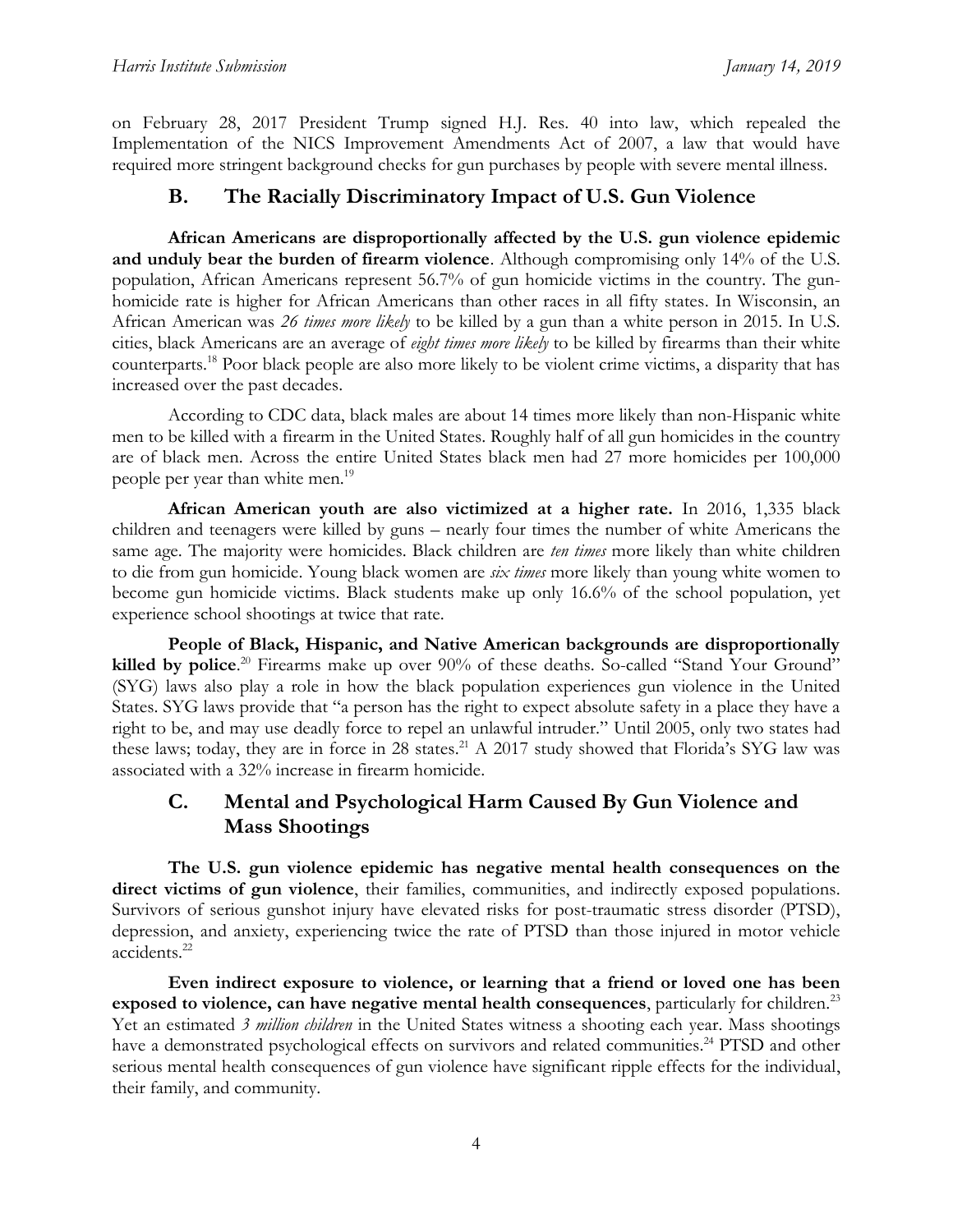on February 28, 2017 President Trump signed H.J. Res. 40 into law, which repealed the Implementation of the NICS Improvement Amendments Act of 2007, a law that would have required more stringent background checks for gun purchases by people with severe mental illness.

## B. The Racially Discriminatory Impact of U.S. Gun Violence

**African Americans are disproportionally affected by the U.S. gun violence epidemic and unduly bear the burden of firearm violence**. Although compromising only 14% of the U.S. population, African Americans represent 56.7% of gun homicide victims in the country. The gun-homicide rate is higher for African Americans than other races in all fifty states. In Wisconsin, an African American was *26 times more likely* to be killed by a gun than a white person in 2015. In U.S. cities, black Americans are an average of *eight times more likely* to be killed by firearms than their white counterparts.[18] Poor black people are also more likely to be violent crime victims, a disparity that has increased over the past decades.

According to CDC data, black males are about 14 times more likely than non-Hispanic white men to be killed with a firearm in the United States. Roughly half of all gun homicides in the country are of black men. Across the entire United States black men had 27 more homicides per 100,000 people per year than white men.[19]

**African American youth are also victimized at a higher rate.** In 2016, 1,335 black children and teenagers were killed by guns – nearly four times the number of white Americans the same age. The majority were homicides. Black children are *ten times* more likely than white children to die from gun homicide. Young black women are *six times* more likely than young white women to become gun homicide victims. Black students make up only 16.6% of the school population, yet experience school shootings at twice that rate.

**People of Black, Hispanic, and Native American backgrounds are disproportionally killed by police**.[20] Firearms make up over 90% of these deaths. So-called "Stand Your Ground" (SYG) laws also play a role in how the black population experiences gun violence in the United States. SYG laws provide that "a person has the right to expect absolute safety in a place they have a right to be, and may use deadly force to repel an unlawful intruder." Until 2005, only two states had these laws; today, they are in force in 28 states.[21] A 2017 study showed that Florida's SYG law was associated with a 32% increase in firearm homicide.

## C. Mental and Psychological Harm Caused By Gun Violence and Mass Shootings

**The U.S. gun violence epidemic has negative mental health consequences on the direct victims of gun violence**, their families, communities, and indirectly exposed populations. Survivors of serious gunshot injury have elevated risks for post-traumatic stress disorder (PTSD), depression, and anxiety, experiencing twice the rate of PTSD than those injured in motor vehicle accidents.[22]

**Even indirect exposure to violence, or learning that a friend or loved one has been exposed to violence, can have negative mental health consequences**, particularly for children.[23] Yet an estimated *3 million children* in the United States witness a shooting each year. Mass shootings have a demonstrated psychological effects on survivors and related communities.[24] PTSD and other serious mental health consequences of gun violence have significant ripple effects for the individual, their family, and community.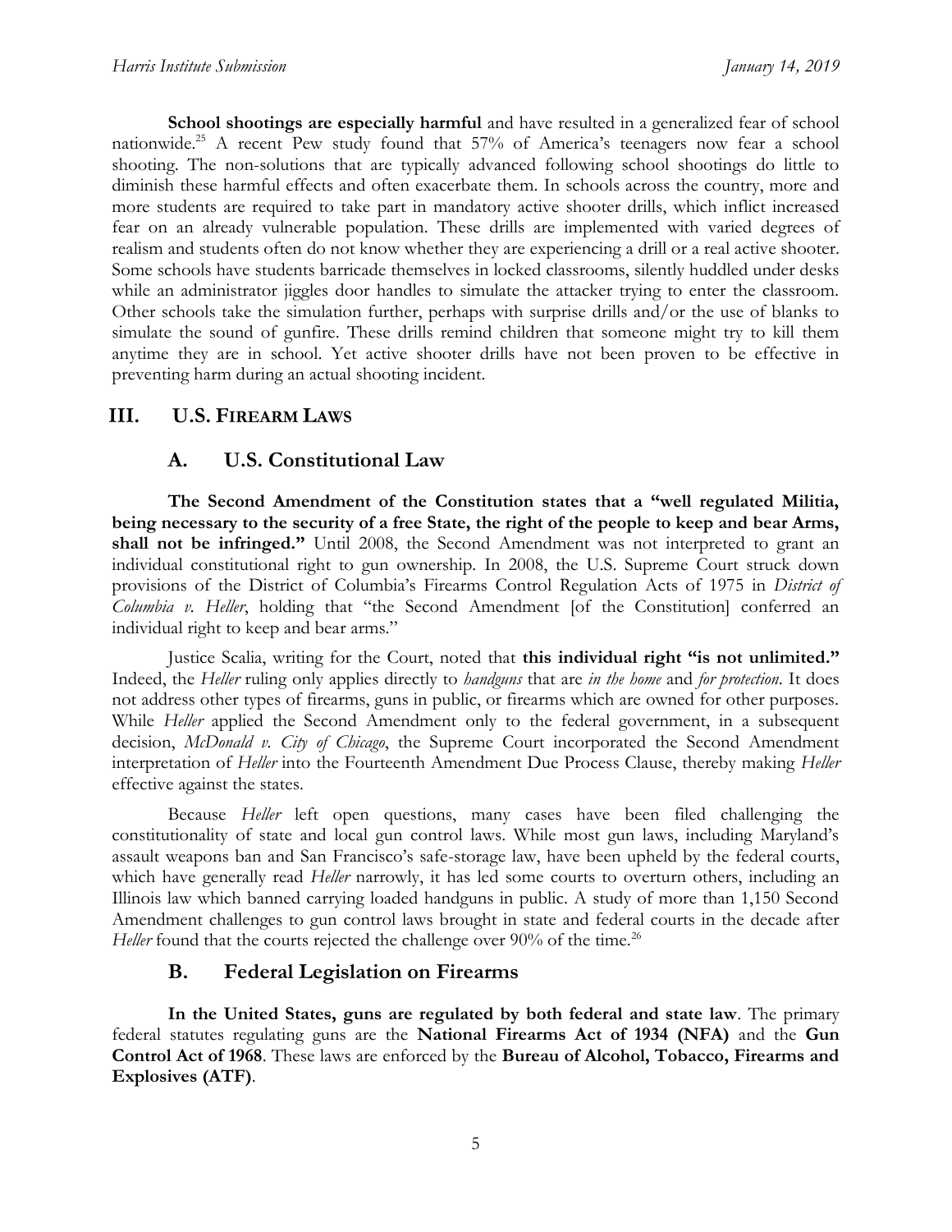**School shootings are especially harmful** and have resulted in a generalized fear of school nationwide.[25] A recent Pew study found that 57% of America's teenagers now fear a school shooting. The non-solutions that are typically advanced following school shootings do little to diminish these harmful effects and often exacerbate them. In schools across the country, more and more students are required to take part in mandatory active shooter drills, which inflict increased fear on an already vulnerable population. These drills are implemented with varied degrees of realism and students often do not know whether they are experiencing a drill or a real active shooter. Some schools have students barricade themselves in locked classrooms, silently huddled under desks while an administrator jiggles door handles to simulate the attacker trying to enter the classroom. Other schools take the simulation further, perhaps with surprise drills and/or the use of blanks to simulate the sound of gunfire. These drills remind children that someone might try to kill them anytime they are in school. Yet active shooter drills have not been proven to be effective in preventing harm during an actual shooting incident.

## III. U.S. Firearm Laws

### A. U.S. Constitutional Law

**The Second Amendment of the Constitution states that a "well regulated Militia, being necessary to the security of a free State, the right of the people to keep and bear Arms, shall not be infringed."** Until 2008, the Second Amendment was not interpreted to grant an individual constitutional right to gun ownership. In 2008, the U.S. Supreme Court struck down provisions of the District of Columbia's Firearms Control Regulation Acts of 1975 in *District of Columbia v. Heller*, holding that "the Second Amendment [of the Constitution] conferred an individual right to keep and bear arms."

Justice Scalia, writing for the Court, noted that **this individual right "is not unlimited."** Indeed, the *Heller* ruling only applies directly to *handguns* that are *in the home* and *for protection*. It does not address other types of firearms, guns in public, or firearms which are owned for other purposes. While *Heller* applied the Second Amendment only to the federal government, in a subsequent decision, *McDonald v. City of Chicago*, the Supreme Court incorporated the Second Amendment interpretation of *Heller* into the Fourteenth Amendment Due Process Clause, thereby making *Heller* effective against the states.

Because *Heller* left open questions, many cases have been filed challenging the constitutionality of state and local gun control laws. While most gun laws, including Maryland's assault weapons ban and San Francisco's safe-storage law, have been upheld by the federal courts, which have generally read *Heller* narrowly, it has led some courts to overturn others, including an Illinois law which banned carrying loaded handguns in public. A study of more than 1,150 Second Amendment challenges to gun control laws brought in state and federal courts in the decade after *Heller* found that the courts rejected the challenge over 90% of the time.[26]

### B. Federal Legislation on Firearms

**In the United States, guns are regulated by both federal and state law**. The primary federal statutes regulating guns are the **National Firearms Act of 1934 (NFA)** and the **Gun Control Act of 1968**. These laws are enforced by the **Bureau of Alcohol, Tobacco, Firearms and Explosives (ATF)**.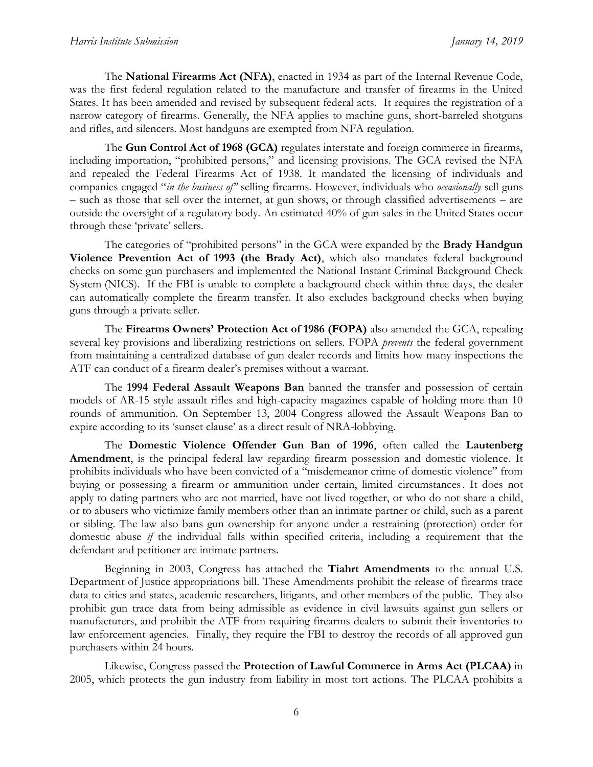The **National Firearms Act (NFA)**, enacted in 1934 as part of the Internal Revenue Code, was the first federal regulation related to the manufacture and transfer of firearms in the United States. It has been amended and revised by subsequent federal acts. It requires the registration of a narrow category of firearms. Generally, the NFA applies to machine guns, short-bareled shotguns and rifles, and silencers. Most handguns are exempted from NFA regulation.

The **Gun Control Act of 1968 (GCA)** regulates interstate and foreign commerce in firearms, including importation, "prohibited persons," and licensing provisions. The GCA revised the NFA and repealed the Federal Firearms Act of 1938. It mandated the licensing of individuals and companies engaged "*in the business of"* selling firearms. However, individuals who *occasionally* sell guns – such as those that sell over the internet, at gun shows, or through classified advertisements – are outside the oversight of a regulatory body. An estimated 40% of gun sales in the United States occur through these 'private' sellers.

The categories of "prohibited persons" in the GCA were expanded by the **Brady Handgun Violence Prevention Act of 1993 (the Brady Act)**, which also mandates federal background checks on some gun purchasers and implemented the National Instant Criminal Background Check System (NICS). If the FBI is unable to complete a background check within three days, the dealer can automatically complete the firearm transfer. It also excludes background checks when buying guns through a private seller.

The **Firearms Owners' Protection Act of 1986 (FOPA)** also amended the GCA, repealing several key provisions and liberalizing restrictions on sellers. FOPA *prevents* the federal government from maintaining a centralized database of gun dealer records and limits how many inspections the ATF can conduct of a firearm dealer's premises without a warrant.

The **1994 Federal Assault Weapons Ban** banned the transfer and possession of certain models of AR-15 style assault rifles and high-capacity magazines capable of holding more than 10 rounds of ammunition. On September 13, 2004 Congress allowed the Assault Weapons Ban to expire according to its 'sunset clause' as a direct result of NRA-lobbying.

The **Domestic Violence Offender Gun Ban of 1996**, often called the **Lautenberg Amendment**, is the principal federal law regarding firearm possession and domestic violence. It prohibits individuals who have been convicted of a "misdemeanor crime of domestic violence" from buying or possessing a firearm or ammunition under certain, limited circumstances. It does not apply to dating partners who are not married, have not lived together, or who do not share a child, or to abusers who victimize family members other than an intimate partner or child, such as a parent or sibling. The law also bans gun ownership for anyone under a restraining (protection) order for domestic abuse *if* the individual falls within specified criteria, including a requirement that the defendant and petitioner are intimate partners.

Beginning in 2003, Congress has attached the **Tiahrt Amendments** to the annual U.S. Department of Justice appropriations bill. These Amendments prohibit the release of firearms trace data to cities and states, academic researchers, litigants, and other members of the public. They also prohibit gun trace data from being admissible as evidence in civil lawsuits against gun sellers or manufacturers, and prohibit the ATF from requiring firearms dealers to submit their inventories to law enforcement agencies. Finally, they require the FBI to destroy the records of all approved gun purchasers within 24 hours.

Likewise, Congress passed the **Protection of Lawful Commerce in Arms Act (PLCAA)** in 2005, which protects the gun industry from liability in most tort actions. The PLCAA prohibits a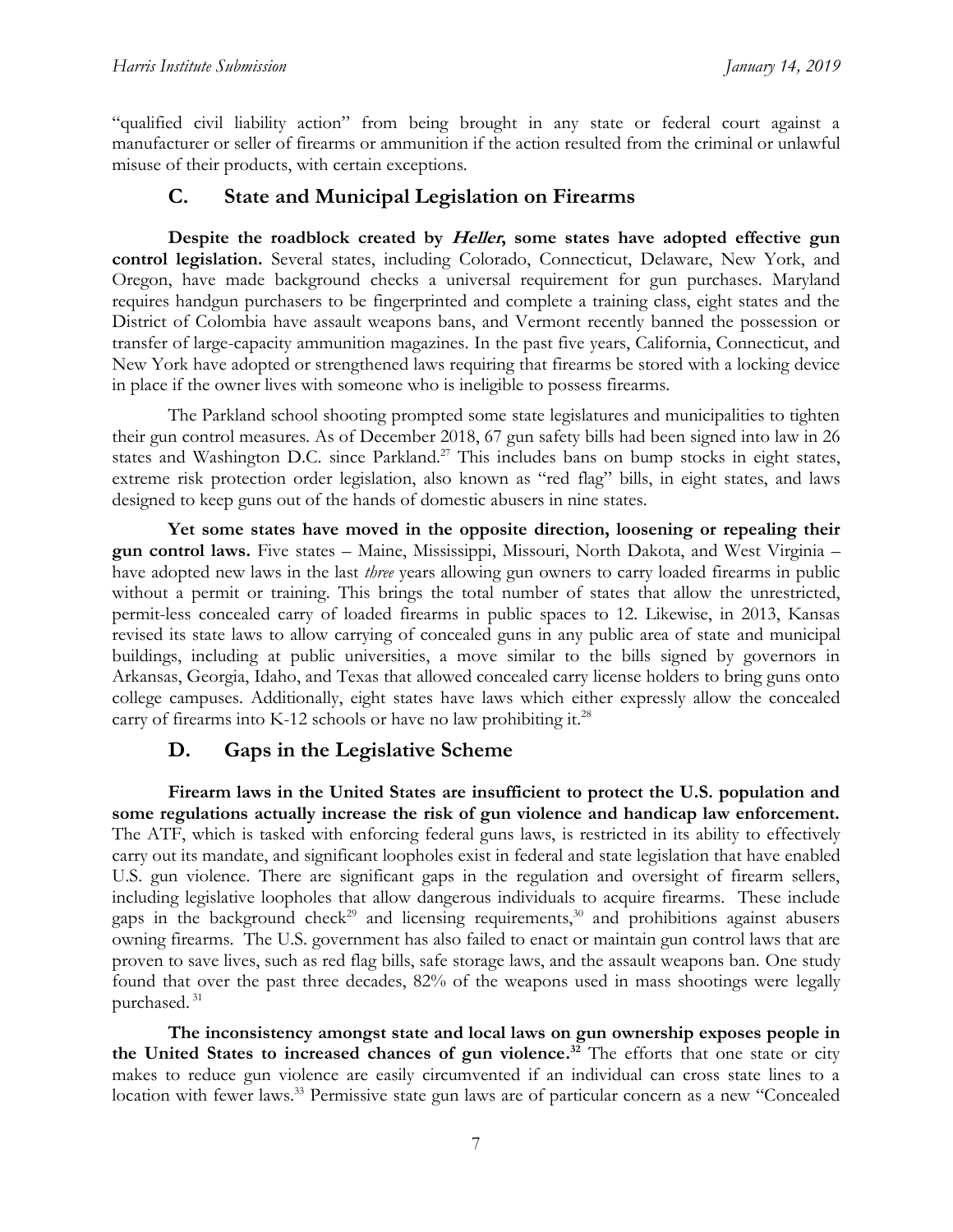"qualified civil liability action" from being brought in any state or federal court against a manufacturer or seller of firearms or ammunition if the action resulted from the criminal or unlawful misuse of their products, with certain exceptions.

## C. State and Municipal Legislation on Firearms

**Despite the roadblock created by *Heller*, some states have adopted effective gun control legislation.** Several states, including Colorado, Connecticut, Delaware, New York, and Oregon, have made background checks a universal requirement for gun purchases. Maryland requires handgun purchasers to be fingerprinted and complete a training class, eight states and the District of Colombia have assault weapons bans, and Vermont recently banned the possession or transfer of large-capacity ammunition magazines. In the past five years, California, Connecticut, and New York have adopted or strengthened laws requiring that firearms be stored with a locking device in place if the owner lives with someone who is ineligible to possess firearms.

The Parkland school shooting prompted some state legislatures and municipalities to tighten their gun control measures. As of December 2018, 67 gun safety bills had been signed into law in 26 states and Washington D.C. since Parkland.[27] This includes bans on bump stocks in eight states, extreme risk protection order legislation, also known as "red flag" bills, in eight states, and laws designed to keep guns out of the hands of domestic abusers in nine states.

**Yet some states have moved in the opposite direction, loosening or repealing their gun control laws.** Five states – Maine, Mississippi, Missouri, North Dakota, and West Virginia – have adopted new laws in the last *three* years allowing gun owners to carry loaded firearms in public without a permit or training. This brings the total number of states that allow the unrestricted, permit-less concealed carry of loaded firearms in public spaces to 12. Likewise, in 2013, Kansas revised its state laws to allow carrying of concealed guns in any public area of state and municipal buildings, including at public universities, a move similar to the bills signed by governors in Arkansas, Georgia, Idaho, and Texas that allowed concealed carry license holders to bring guns onto college campuses. Additionally, eight states have laws which either expressly allow the concealed carry of firearms into K-12 schools or have no law prohibiting it.[28]

## D. Gaps in the Legislative Scheme

**Firearm laws in the United States are insufficient to protect the U.S. population and some regulations actually increase the risk of gun violence and handicap law enforcement.** The ATF, which is tasked with enforcing federal guns laws, is restricted in its ability to effectively carry out its mandate, and significant loopholes exist in federal and state legislation that have enabled U.S. gun violence. There are significant gaps in the regulation and oversight of firearm sellers, including legislative loopholes that allow dangerous individuals to acquire firearms. These include gaps in the background check[29] and licensing requirements,[30] and prohibitions against abusers owning firearms. The U.S. government has also failed to enact or maintain gun control laws that are proven to save lives, such as red flag bills, safe storage laws, and the assault weapons ban. One study found that over the past three decades, 82% of the weapons used in mass shootings were legally purchased.[31]

**The inconsistency amongst state and local laws on gun ownership exposes people in the United States to increased chances of gun violence.[32]** The efforts that one state or city makes to reduce gun violence are easily circumvented if an individual can cross state lines to a location with fewer laws.[33] Permissive state gun laws are of particular concern as a new "Concealed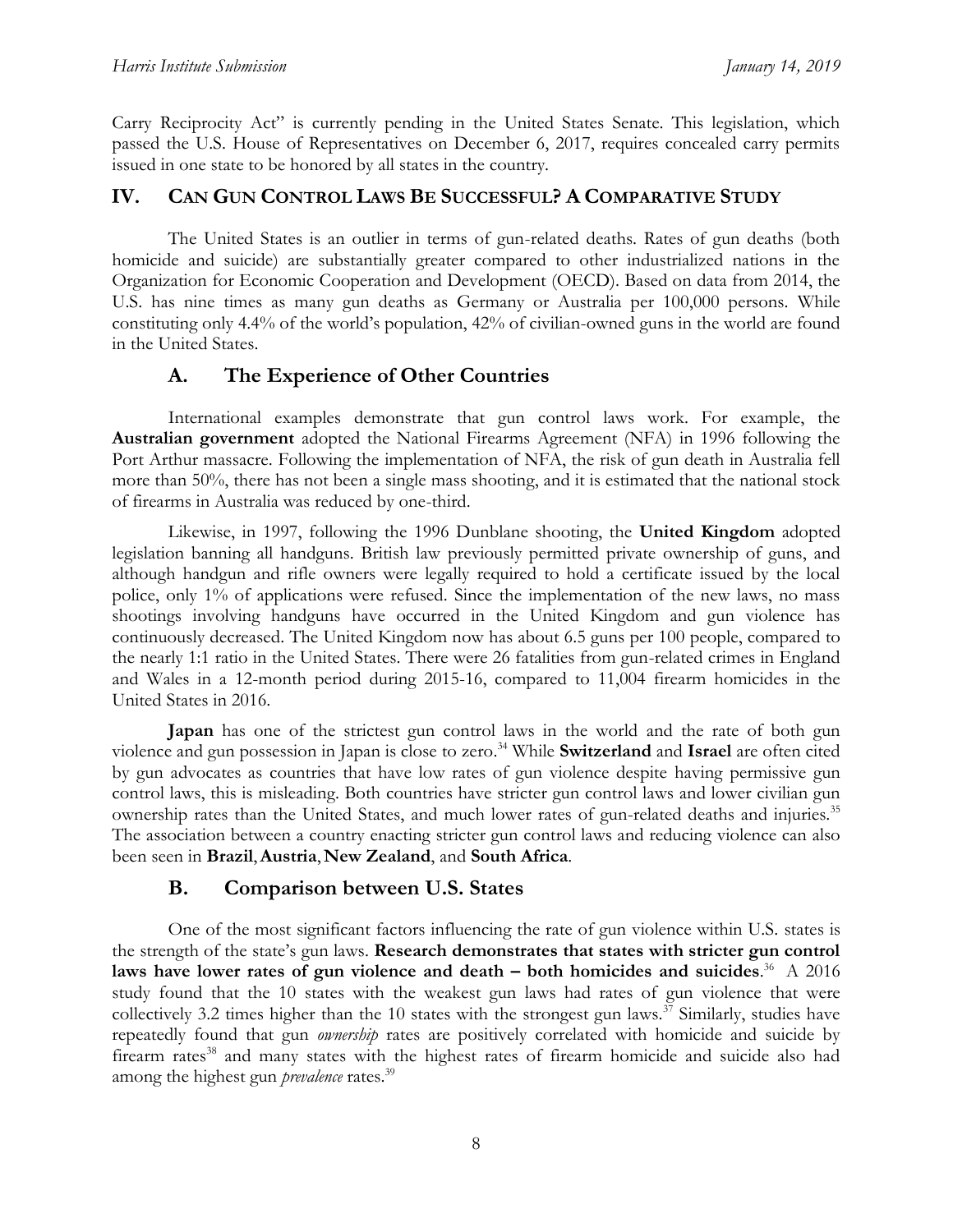Carry Reciprocity Act" is currently pending in the United States Senate. This legislation, which passed the U.S. House of Representatives on December 6, 2017, requires concealed carry permits issued in one state to be honored by all states in the country.

## IV. Can Gun Control Laws Be Successful? A Comparative Study

The United States is an outlier in terms of gun-related deaths. Rates of gun deaths (both homicide and suicide) are substantially greater compared to other industrialized nations in the Organization for Economic Cooperation and Development (OECD). Based on data from 2014, the U.S. has nine times as many gun deaths as Germany or Australia per 100,000 persons. While constituting only 4.4% of the world's population, 42% of civilian-owned guns in the world are found in the United States.

### A. The Experience of Other Countries

International examples demonstrate that gun control laws work. For example, the **Australian government** adopted the National Firearms Agreement (NFA) in 1996 following the Port Arthur massacre. Following the implementation of NFA, the risk of gun death in Australia fell more than 50%, there has not been a single mass shooting, and it is estimated that the national stock of firearms in Australia was reduced by one-third.

Likewise, in 1997, following the 1996 Dunblane shooting, the **United Kingdom** adopted legislation banning all handguns. British law previously permitted private ownership of guns, and although handgun and rifle owners were legally required to hold a certificate issued by the local police, only 1% of applications were refused. Since the implementation of the new laws, no mass shootings involving handguns have occurred in the United Kingdom and gun violence has continuously decreased. The United Kingdom now has about 6.5 guns per 100 people, compared to the nearly 1:1 ratio in the United States. There were 26 fatalities from gun-related crimes in England and Wales in a 12-month period during 2015-16, compared to 11,004 firearm homicides in the United States in 2016.

**Japan** has one of the strictest gun control laws in the world and the rate of both gun violence and gun possession in Japan is close to zero.[34] While **Switzerland** and **Israel** are often cited by gun advocates as countries that have low rates of gun violence despite having permissive gun control laws, this is misleading. Both countries have stricter gun control laws and lower civilian gun ownership rates than the United States, and much lower rates of gun-related deaths and injuries.[35] The association between a country enacting stricter gun control laws and reducing violence can also been seen in **Brazil**, **Austria**, **New Zealand**, and **South Africa**.

### B. Comparison between U.S. States

One of the most significant factors influencing the rate of gun violence within U.S. states is the strength of the state's gun laws. **Research demonstrates that states with stricter gun control laws have lower rates of gun violence and death – both homicides and suicides**.[36] A 2016 study found that the 10 states with the weakest gun laws had rates of gun violence that were collectively 3.2 times higher than the 10 states with the strongest gun laws.[37] Similarly, studies have repeatedly found that gun *ownership* rates are positively correlated with homicide and suicide by firearm rates[38] and many states with the highest rates of firearm homicide and suicide also had among the highest gun *prevalence* rates.[39]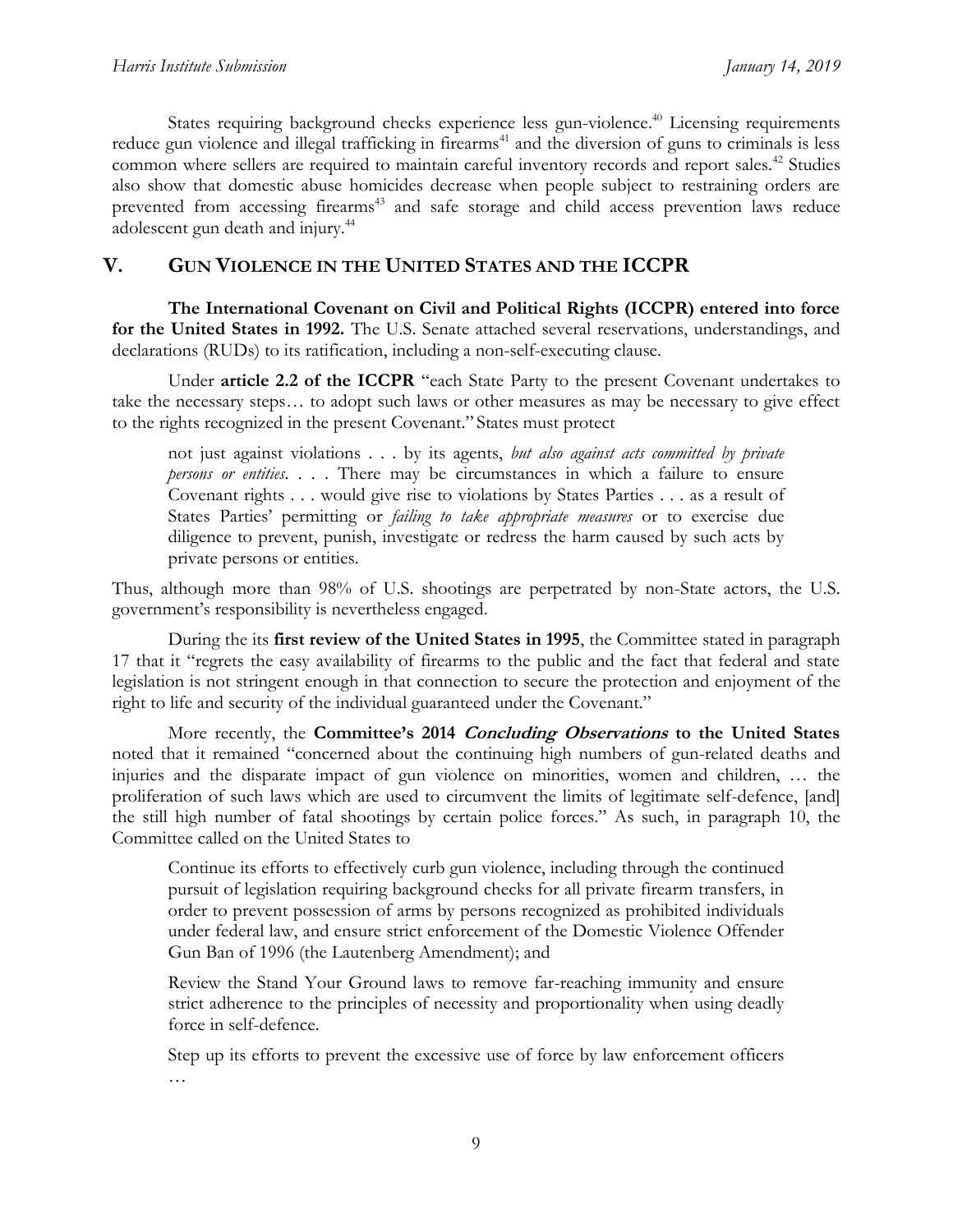States requiring background checks experience less gun-violence.[40] Licensing requirements reduce gun violence and illegal trafficking in firearms[41] and the diversion of guns to criminals is less common where sellers are required to maintain careful inventory records and report sales.[42] Studies also show that domestic abuse homicides decrease when people subject to restraining orders are prevented from accessing firearms[43] and safe storage and child access prevention laws reduce adolescent gun death and injury.[44]

## V. Gun Violence in the United States and the ICCPR

**The International Covenant on Civil and Political Rights (ICCPR) entered into force for the United States in 1992.** The U.S. Senate attached several reservations, understandings, and declarations (RUDs) to its ratification, including a non-self-executing clause.

Under **article 2.2 of the ICCPR** "each State Party to the present Covenant undertakes to take the necessary steps… to adopt such laws or other measures as may be necessary to give effect to the rights recognized in the present Covenant." States must protect

> not just against violations . . . by its agents, *but also against acts committed by private persons or entities*. . . . There may be circumstances in which a failure to ensure Covenant rights . . . would give rise to violations by States Parties . . . as a result of States Parties' permitting or *failing to take appropriate measures* or to exercise due diligence to prevent, punish, investigate or redress the harm caused by such acts by private persons or entities.

Thus, although more than 98% of U.S. shootings are perpetrated by non-State actors, the U.S. government's responsibility is nevertheless engaged.

During the its **first review of the United States in 1995**, the Committee stated in paragraph 17 that it "regrets the easy availability of firearms to the public and the fact that federal and state legislation is not stringent enough in that connection to secure the protection and enjoyment of the right to life and security of the individual guaranteed under the Covenant."

More recently, the **Committee's 2014 *Concluding Observations* to the United States** noted that it remained "concerned about the continuing high numbers of gun-related deaths and injuries and the disparate impact of gun violence on minorities, women and children, … the proliferation of such laws which are used to circumvent the limits of legitimate self-defence, [and] the still high number of fatal shootings by certain police forces." As such, in paragraph 10, the Committee called on the United States to

> Continue its efforts to effectively curb gun violence, including through the continued pursuit of legislation requiring background checks for all private firearm transfers, in order to prevent possession of arms by persons recognized as prohibited individuals under federal law, and ensure strict enforcement of the Domestic Violence Offender Gun Ban of 1996 (the Lautenberg Amendment); and
>
> Review the Stand Your Ground laws to remove far-reaching immunity and ensure strict adherence to the principles of necessity and proportionality when using deadly force in self-defence.
>
> Step up its efforts to prevent the excessive use of force by law enforcement officers …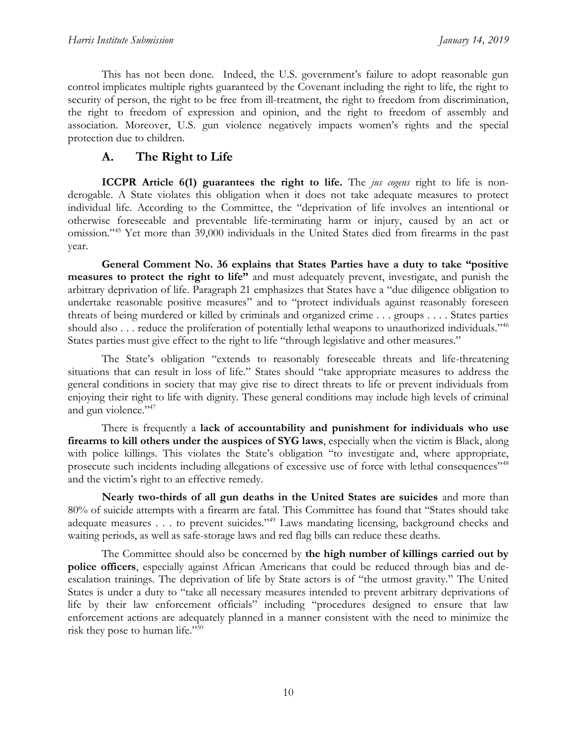This has not been done. Indeed, the U.S. government's failure to adopt reasonable gun control implicates multiple rights guaranteed by the Covenant including the right to life, the right to security of person, the right to be free from ill-treatment, the right to freedom from discrimination, the right to freedom of expression and opinion, and the right to freedom of assembly and association. Moreover, U.S. gun violence negatively impacts women's rights and the special protection due to children.

## A. The Right to Life

**ICCPR Article 6(1) guarantees the right to life.** The *jus cogens* right to life is non-derogable. A State violates this obligation when it does not take adequate measures to protect individual life. According to the Committee, the "deprivation of life involves an intentional or otherwise foreseeable and preventable life-terminating harm or injury, caused by an act or omission."[45] Yet more than 39,000 individuals in the United States died from firearms in the past year.

**General Comment No. 36 explains that States Parties have a duty to take "positive measures to protect the right to life"** and must adequately prevent, investigate, and punish the arbitrary deprivation of life. Paragraph 21 emphasizes that States have a "due diligence obligation to undertake reasonable positive measures" and to "protect individuals against reasonably foreseen threats of being murdered or killed by criminals and organized crime . . . groups . . . . States parties should also . . . reduce the proliferation of potentially lethal weapons to unauthorized individuals."[46] States parties must give effect to the right to life "through legislative and other measures."

The State's obligation "extends to reasonably foreseeable threats and life-threatening situations that can result in loss of life." States should "take appropriate measures to address the general conditions in society that may give rise to direct threats to life or prevent individuals from enjoying their right to life with dignity. These general conditions may include high levels of criminal and gun violence."[47]

There is frequently a **lack of accountability and punishment for individuals who use firearms to kill others under the auspices of SYG laws**, especially when the victim is Black, along with police killings. This violates the State's obligation "to investigate and, where appropriate, prosecute such incidents including allegations of excessive use of force with lethal consequences"[48] and the victim's right to an effective remedy.

**Nearly two-thirds of all gun deaths in the United States are suicides** and more than 80% of suicide attempts with a firearm are fatal. This Committee has found that "States should take adequate measures . . . to prevent suicides."[49] Laws mandating licensing, background checks and waiting periods, as well as safe-storage laws and red flag bills can reduce these deaths.

The Committee should also be concerned by **the high number of killings carried out by police officers**, especially against African Americans that could be reduced through bias and de-escalation trainings. The deprivation of life by State actors is of "the utmost gravity." The United States is under a duty to "take all necessary measures intended to prevent arbitrary deprivations of life by their law enforcement officials" including "procedures designed to ensure that law enforcement actions are adequately planned in a manner consistent with the need to minimize the risk they pose to human life."[50]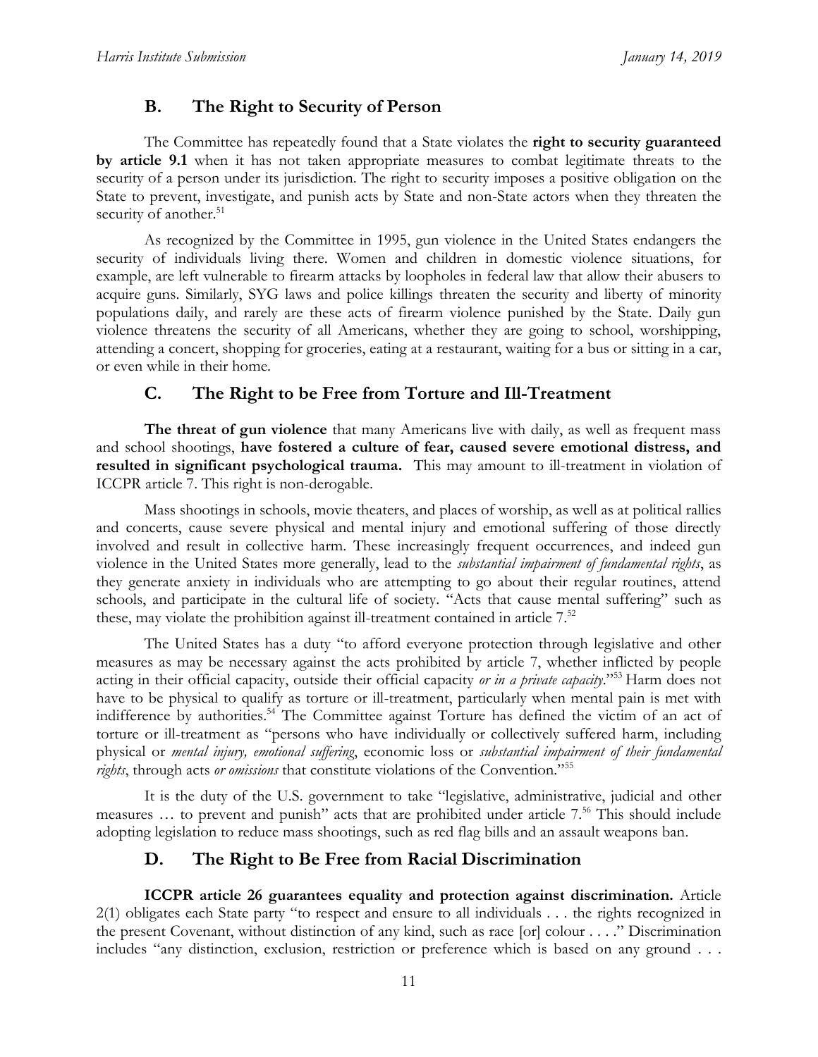## B. The Right to Security of Person

The Committee has repeatedly found that a State violates the **right to security guaranteed by article 9.1** when it has not taken appropriate measures to combat legitimate threats to the security of a person under its jurisdiction. The right to security imposes a positive obligation on the State to prevent, investigate, and punish acts by State and non-State actors when they threaten the security of another.[51]

As recognized by the Committee in 1995, gun violence in the United States endangers the security of individuals living there. Women and children in domestic violence situations, for example, are left vulnerable to firearm attacks by loopholes in federal law that allow their abusers to acquire guns. Similarly, SYG laws and police killings threaten the security and liberty of minority populations daily, and rarely are these acts of firearm violence punished by the State. Daily gun violence threatens the security of all Americans, whether they are going to school, worshipping, attending a concert, shopping for groceries, eating at a restaurant, waiting for a bus or sitting in a car, or even while in their home.

## C. The Right to be Free from Torture and Ill-Treatment

**The threat of gun violence** that many Americans live with daily, as well as frequent mass and school shootings, **have fostered a culture of fear, caused severe emotional distress, and resulted in significant psychological trauma.** This may amount to ill-treatment in violation of ICCPR article 7. This right is non-derogable.

Mass shootings in schools, movie theaters, and places of worship, as well as at political rallies and concerts, cause severe physical and mental injury and emotional suffering of those directly involved and result in collective harm. These increasingly frequent occurrences, and indeed gun violence in the United States more generally, lead to the *substantial impairment of fundamental rights*, as they generate anxiety in individuals who are attempting to go about their regular routines, attend schools, and participate in the cultural life of society. "Acts that cause mental suffering" such as these, may violate the prohibition against ill-treatment contained in article 7.[52]

The United States has a duty "to afford everyone protection through legislative and other measures as may be necessary against the acts prohibited by article 7, whether inflicted by people acting in their official capacity, outside their official capacity *or in a private capacity*."[53] Harm does not have to be physical to qualify as torture or ill-treatment, particularly when mental pain is met with indifference by authorities.[54] The Committee against Torture has defined the victim of an act of torture or ill-treatment as "persons who have individually or collectively suffered harm, including physical or *mental injury, emotional suffering*, economic loss or *substantial impairment of their fundamental rights*, through acts *or omissions* that constitute violations of the Convention."[55]

It is the duty of the U.S. government to take "legislative, administrative, judicial and other measures … to prevent and punish" acts that are prohibited under article 7.[56] This should include adopting legislation to reduce mass shootings, such as red flag bills and an assault weapons ban.

## D. The Right to Be Free from Racial Discrimination

**ICCPR article 26 guarantees equality and protection against discrimination.** Article 2(1) obligates each State party "to respect and ensure to all individuals . . . the rights recognized in the present Covenant, without distinction of any kind, such as race [or] colour . . . ." Discrimination includes "any distinction, exclusion, restriction or preference which is based on any ground . . .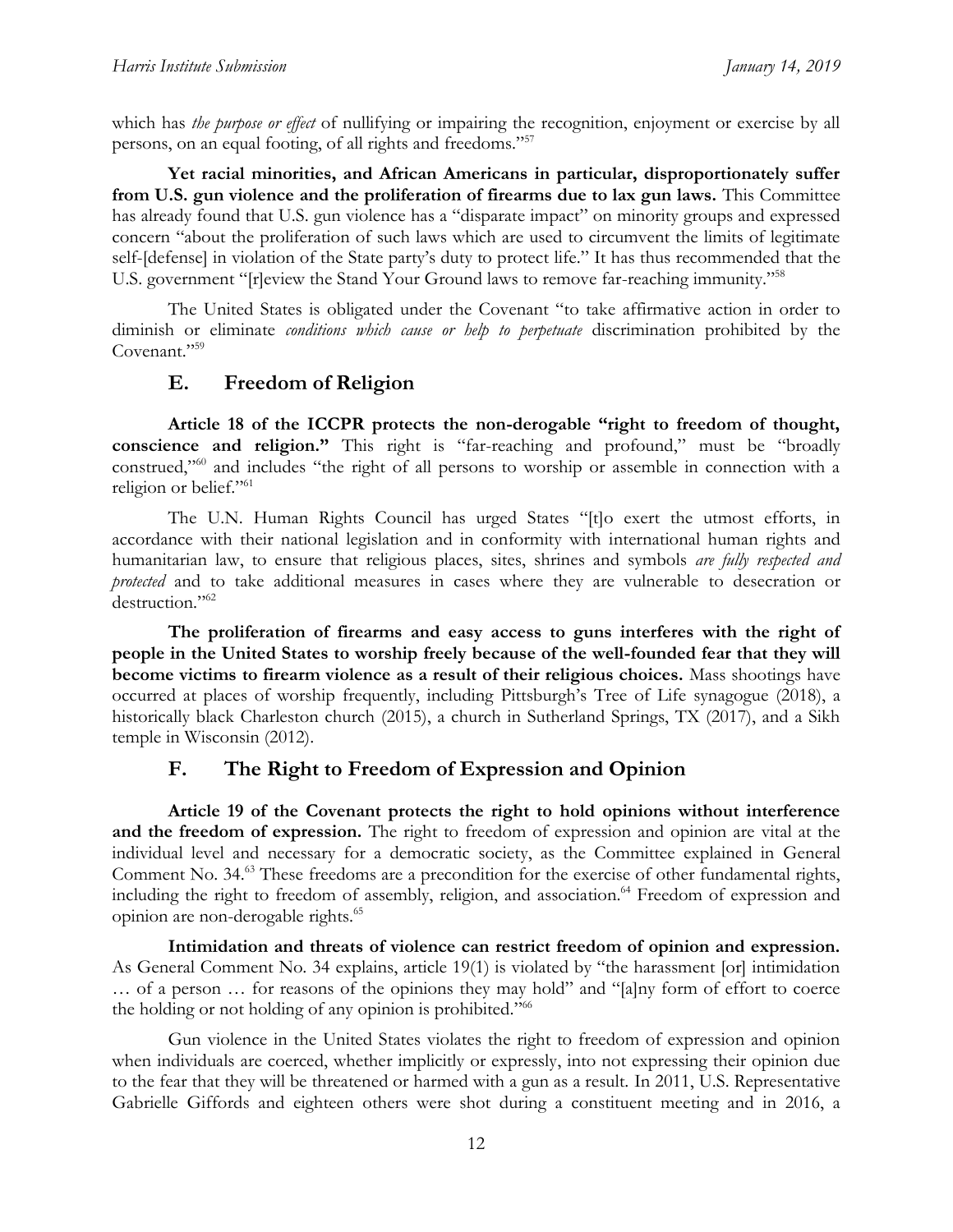which has *the purpose or effect* of nullifying or impairing the recognition, enjoyment or exercise by all persons, on an equal footing, of all rights and freedoms."[57]

**Yet racial minorities, and African Americans in particular, disproportionately suffer from U.S. gun violence and the proliferation of firearms due to lax gun laws.** This Committee has already found that U.S. gun violence has a "disparate impact" on minority groups and expressed concern "about the proliferation of such laws which are used to circumvent the limits of legitimate self-[defense] in violation of the State party's duty to protect life." It has thus recommended that the U.S. government "[r]eview the Stand Your Ground laws to remove far-reaching immunity."[58]

The United States is obligated under the Covenant "to take affirmative action in order to diminish or eliminate *conditions which cause or help to perpetuate* discrimination prohibited by the Covenant."[59]

## E. Freedom of Religion

**Article 18 of the ICCPR protects the non-derogable "right to freedom of thought, conscience and religion."** This right is "far-reaching and profound," must be "broadly construed,"[60] and includes "the right of all persons to worship or assemble in connection with a religion or belief."[61]

The U.N. Human Rights Council has urged States "[t]o exert the utmost efforts, in accordance with their national legislation and in conformity with international human rights and humanitarian law, to ensure that religious places, sites, shrines and symbols *are fully respected and protected* and to take additional measures in cases where they are vulnerable to desecration or destruction."[62]

**The proliferation of firearms and easy access to guns interferes with the right of people in the United States to worship freely because of the well-founded fear that they will become victims to firearm violence as a result of their religious choices.** Mass shootings have occurred at places of worship frequently, including Pittsburgh's Tree of Life synagogue (2018), a historically black Charleston church (2015), a church in Sutherland Springs, TX (2017), and a Sikh temple in Wisconsin (2012).

## F. The Right to Freedom of Expression and Opinion

**Article 19 of the Covenant protects the right to hold opinions without interference and the freedom of expression.** The right to freedom of expression and opinion are vital at the individual level and necessary for a democratic society, as the Committee explained in General Comment No. 34.[63] These freedoms are a precondition for the exercise of other fundamental rights, including the right to freedom of assembly, religion, and association.[64] Freedom of expression and opinion are non-derogable rights.[65]

**Intimidation and threats of violence can restrict freedom of opinion and expression.** As General Comment No. 34 explains, article 19(1) is violated by "the harassment [or] intimidation … of a person … for reasons of the opinions they may hold" and "[a]ny form of effort to coerce the holding or not holding of any opinion is prohibited."[66]

Gun violence in the United States violates the right to freedom of expression and opinion when individuals are coerced, whether implicitly or expressly, into not expressing their opinion due to the fear that they will be threatened or harmed with a gun as a result. In 2011, U.S. Representative Gabrielle Giffords and eighteen others were shot during a constituent meeting and in 2016, a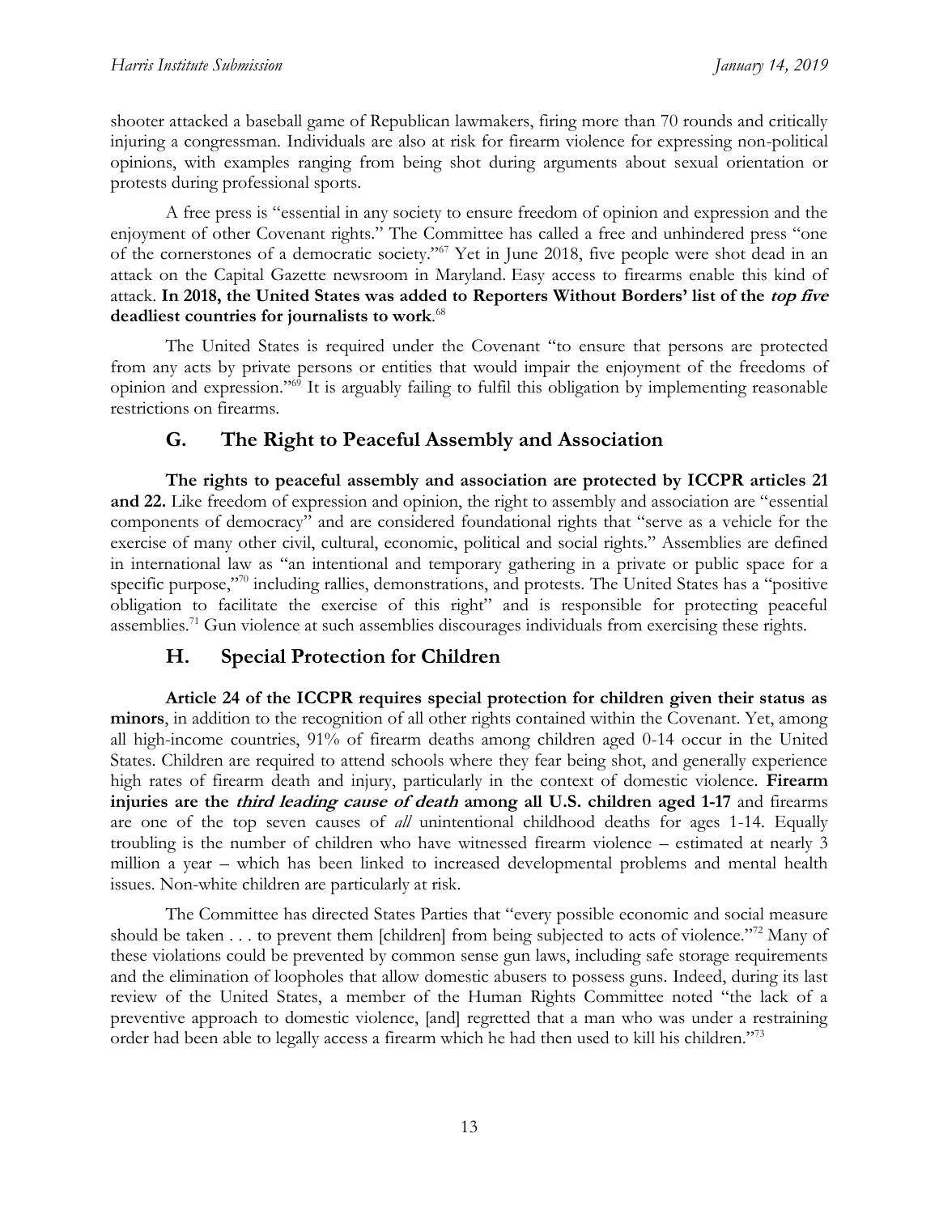shooter attacked a baseball game of Republican lawmakers, firing more than 70 rounds and critically injuring a congressman. Individuals are also at risk for firearm violence for expressing non-political opinions, with examples ranging from being shot during arguments about sexual orientation or protests during professional sports.

A free press is "essential in any society to ensure freedom of opinion and expression and the enjoyment of other Covenant rights." The Committee has called a free and unhindered press "one of the cornerstones of a democratic society."[67] Yet in June 2018, five people were shot dead in an attack on the Capital Gazette newsroom in Maryland. Easy access to firearms enable this kind of attack. **In 2018, the United States was added to Reporters Without Borders' list of the *top five* deadliest countries for journalists to work**.[68]

The United States is required under the Covenant "to ensure that persons are protected from any acts by private persons or entities that would impair the enjoyment of the freedoms of opinion and expression."[69] It is arguably failing to fulfil this obligation by implementing reasonable restrictions on firearms.

## G. The Right to Peaceful Assembly and Association

**The rights to peaceful assembly and association are protected by ICCPR articles 21 and 22.** Like freedom of expression and opinion, the right to assembly and association are "essential components of democracy" and are considered foundational rights that "serve as a vehicle for the exercise of many other civil, cultural, economic, political and social rights." Assemblies are defined in international law as "an intentional and temporary gathering in a private or public space for a specific purpose,"[70] including rallies, demonstrations, and protests. The United States has a "positive obligation to facilitate the exercise of this right" and is responsible for protecting peaceful assemblies.[71] Gun violence at such assemblies discourages individuals from exercising these rights.

## H. Special Protection for Children

**Article 24 of the ICCPR requires special protection for children given their status as minors**, in addition to the recognition of all other rights contained within the Covenant. Yet, among all high-income countries, 91% of firearm deaths among children aged 0-14 occur in the United States. Children are required to attend schools where they fear being shot, and generally experience high rates of firearm death and injury, particularly in the context of domestic violence. **Firearm injuries are the *third leading cause of death* among all U.S. children aged 1-17** and firearms are one of the top seven causes of *all* unintentional childhood deaths for ages 1-14. Equally troubling is the number of children who have witnessed firearm violence – estimated at nearly 3 million a year – which has been linked to increased developmental problems and mental health issues. Non-white children are particularly at risk.

The Committee has directed States Parties that "every possible economic and social measure should be taken . . . to prevent them [children] from being subjected to acts of violence."[72] Many of these violations could be prevented by common sense gun laws, including safe storage requirements and the elimination of loopholes that allow domestic abusers to possess guns. Indeed, during its last review of the United States, a member of the Human Rights Committee noted "the lack of a preventive approach to domestic violence, [and] regretted that a man who was under a restraining order had been able to legally access a firearm which he had then used to kill his children."[73]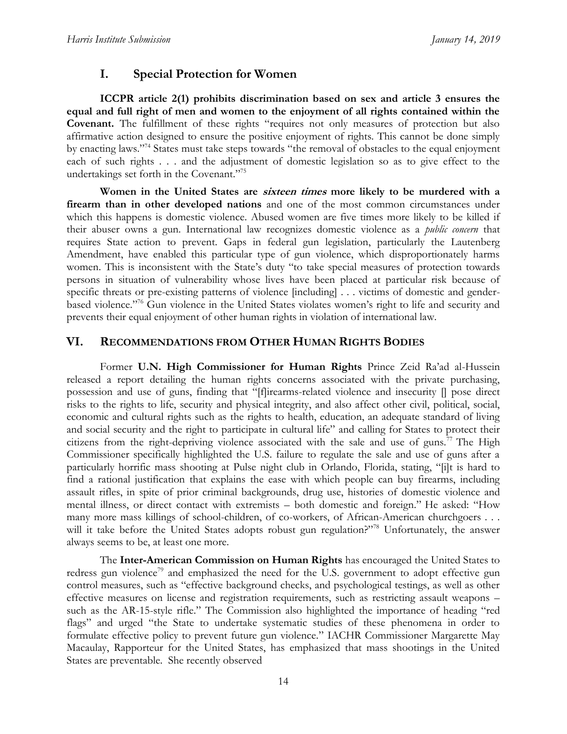## I. Special Protection for Women

**ICCPR article 2(1) prohibits discrimination based on sex and article 3 ensures the equal and full right of men and women to the enjoyment of all rights contained within the Covenant.** The fulfillment of these rights "requires not only measures of protection but also affirmative action designed to ensure the positive enjoyment of rights. This cannot be done simply by enacting laws."[74] States must take steps towards "the removal of obstacles to the equal enjoyment each of such rights . . . and the adjustment of domestic legislation so as to give effect to the undertakings set forth in the Covenant."[75]

**Women in the United States are *sixteen times* more likely to be murdered with a firearm than in other developed nations** and one of the most common circumstances under which this happens is domestic violence. Abused women are five times more likely to be killed if their abuser owns a gun. International law recognizes domestic violence as a *public concern* that requires State action to prevent. Gaps in federal gun legislation, particularly the Lautenberg Amendment, have enabled this particular type of gun violence, which disproportionately harms women. This is inconsistent with the State's duty "to take special measures of protection towards persons in situation of vulnerability whose lives have been placed at particular risk because of specific threats or pre-existing patterns of violence [including] . . . victims of domestic and gender-based violence."[76] Gun violence in the United States violates women's right to life and security and prevents their equal enjoyment of other human rights in violation of international law.

## VI. Recommendations from Other Human Rights Bodies

Former **U.N. High Commissioner for Human Rights** Prince Zeid Ra'ad al-Hussein released a report detailing the human rights concerns associated with the private purchasing, possession and use of guns, finding that "[f]irearms-related violence and insecurity [] pose direct risks to the rights to life, security and physical integrity, and also affect other civil, political, social, economic and cultural rights such as the rights to health, education, an adequate standard of living and social security and the right to participate in cultural life" and calling for States to protect their citizens from the right-depriving violence associated with the sale and use of guns.[77] The High Commissioner specifically highlighted the U.S. failure to regulate the sale and use of guns after a particularly horrific mass shooting at Pulse night club in Orlando, Florida, stating, "[i]t is hard to find a rational justification that explains the ease with which people can buy firearms, including assault rifles, in spite of prior criminal backgrounds, drug use, histories of domestic violence and mental illness, or direct contact with extremists – both domestic and foreign." He asked: "How many more mass killings of school-children, of co-workers, of African-American churchgoers . . . will it take before the United States adopts robust gun regulation?"[78] Unfortunately, the answer always seems to be, at least one more.

The **Inter-American Commission on Human Rights** has encouraged the United States to redress gun violence[79] and emphasized the need for the U.S. government to adopt effective gun control measures, such as "effective background checks, and psychological testings, as well as other effective measures on license and registration requirements, such as restricting assault weapons – such as the AR-15-style rifle." The Commission also highlighted the importance of heading "red flags" and urged "the State to undertake systematic studies of these phenomena in order to formulate effective policy to prevent future gun violence." IACHR Commissioner Margarette May Macaulay, Rapporteur for the United States, has emphasized that mass shootings in the United States are preventable. She recently observed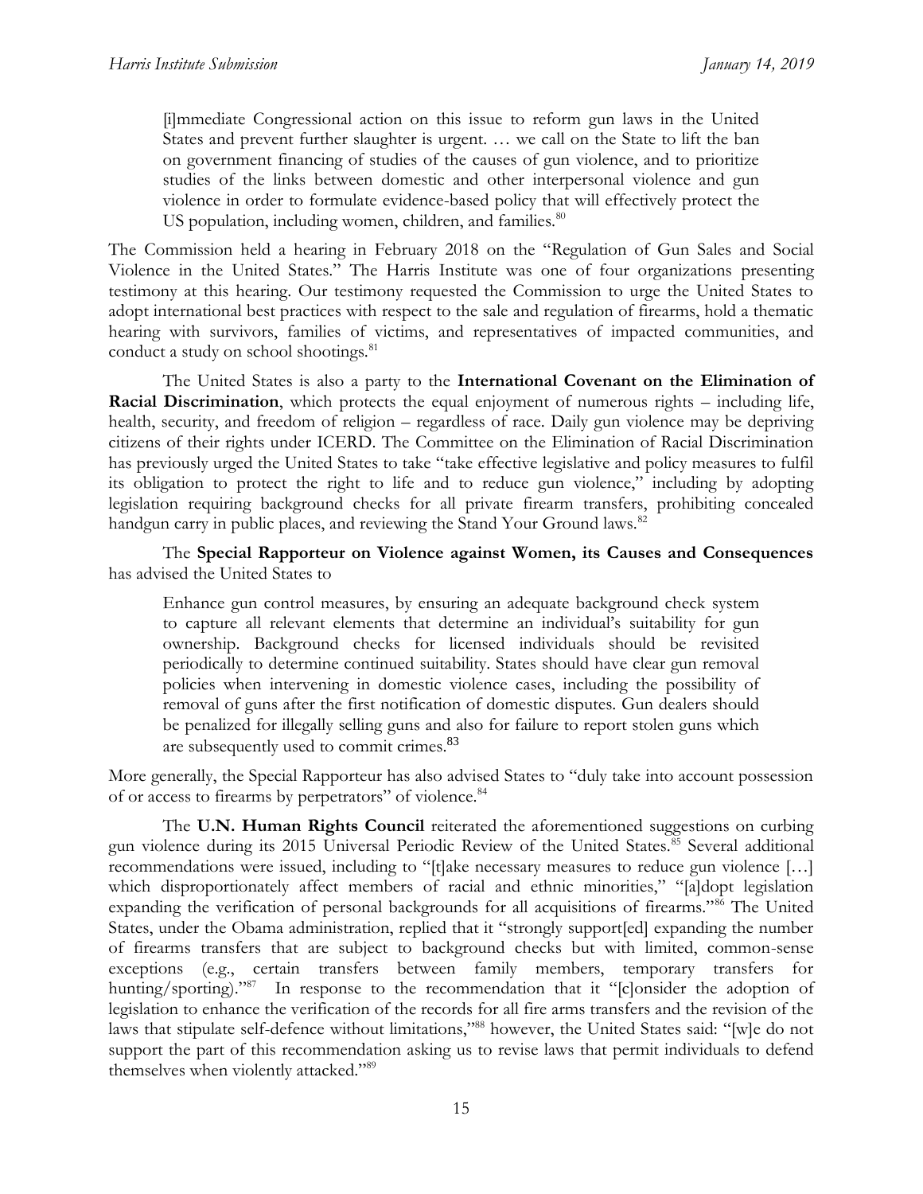> [i]mmediate Congressional action on this issue to reform gun laws in the United States and prevent further slaughter is urgent. … we call on the State to lift the ban on government financing of studies of the causes of gun violence, and to prioritize studies of the links between domestic and other interpersonal violence and gun violence in order to formulate evidence-based policy that will effectively protect the US population, including women, children, and families.[80]

The Commission held a hearing in February 2018 on the "Regulation of Gun Sales and Social Violence in the United States." The Harris Institute was one of four organizations presenting testimony at this hearing. Our testimony requested the Commission to urge the United States to adopt international best practices with respect to the sale and regulation of firearms, hold a thematic hearing with survivors, families of victims, and representatives of impacted communities, and conduct a study on school shootings.[81]

The United States is also a party to the **International Covenant on the Elimination of Racial Discrimination**, which protects the equal enjoyment of numerous rights – including life, health, security, and freedom of religion – regardless of race. Daily gun violence may be depriving citizens of their rights under ICERD. The Committee on the Elimination of Racial Discrimination has previously urged the United States to take "take effective legislative and policy measures to fulfil its obligation to protect the right to life and to reduce gun violence," including by adopting legislation requiring background checks for all private firearm transfers, prohibiting concealed handgun carry in public places, and reviewing the Stand Your Ground laws.[82]

The **Special Rapporteur on Violence against Women, its Causes and Consequences** has advised the United States to

> Enhance gun control measures, by ensuring an adequate background check system to capture all relevant elements that determine an individual's suitability for gun ownership. Background checks for licensed individuals should be revisited periodically to determine continued suitability. States should have clear gun removal policies when intervening in domestic violence cases, including the possibility of removal of guns after the first notification of domestic disputes. Gun dealers should be penalized for illegally selling guns and also for failure to report stolen guns which are subsequently used to commit crimes.[83]

More generally, the Special Rapporteur has also advised States to "duly take into account possession of or access to firearms by perpetrators" of violence.[84]

The **U.N. Human Rights Council** reiterated the aforementioned suggestions on curbing gun violence during its 2015 Universal Periodic Review of the United States.[85] Several additional recommendations were issued, including to "[t]ake necessary measures to reduce gun violence […] which disproportionately affect members of racial and ethnic minorities," "[a]dopt legislation expanding the verification of personal backgrounds for all acquisitions of firearms."[86] The United States, under the Obama administration, replied that it "strongly support[ed] expanding the number of firearms transfers that are subject to background checks but with limited, common-sense exceptions (e.g., certain transfers between family members, temporary transfers for hunting/sporting)."[87] In response to the recommendation that it "[c]onsider the adoption of legislation to enhance the verification of the records for all fire arms transfers and the revision of the laws that stipulate self-defence without limitations,"[88] however, the United States said: "[w]e do not support the part of this recommendation asking us to revise laws that permit individuals to defend themselves when violently attacked."[89]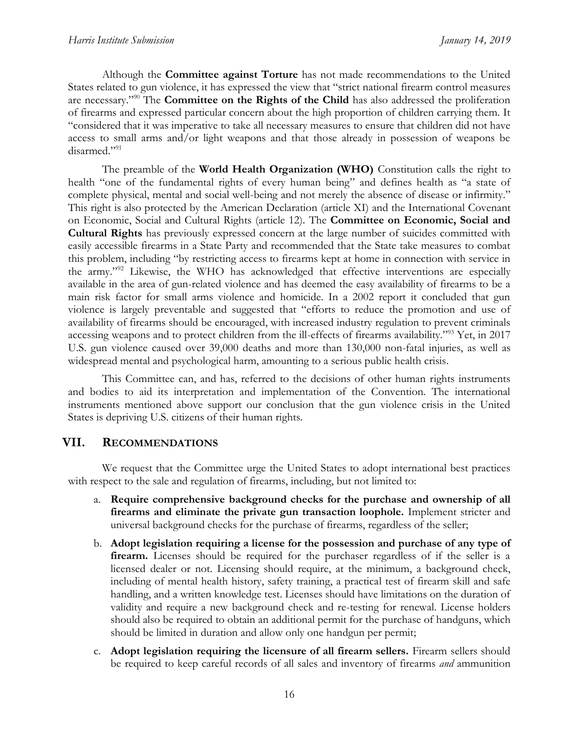Although the **Committee against Torture** has not made recommendations to the United States related to gun violence, it has expressed the view that "strict national firearm control measures are necessary."[90] The **Committee on the Rights of the Child** has also addressed the proliferation of firearms and expressed particular concern about the high proportion of children carrying them. It "considered that it was imperative to take all necessary measures to ensure that children did not have access to small arms and/or light weapons and that those already in possession of weapons be disarmed."[91]

The preamble of the **World Health Organization (WHO)** Constitution calls the right to health "one of the fundamental rights of every human being" and defines health as "a state of complete physical, mental and social well-being and not merely the absence of disease or infirmity." This right is also protected by the American Declaration (article XI) and the International Covenant on Economic, Social and Cultural Rights (article 12). The **Committee on Economic, Social and Cultural Rights** has previously expressed concern at the large number of suicides committed with easily accessible firearms in a State Party and recommended that the State take measures to combat this problem, including "by restricting access to firearms kept at home in connection with service in the army."[92] Likewise, the WHO has acknowledged that effective interventions are especially available in the area of gun-related violence and has deemed the easy availability of firearms to be a main risk factor for small arms violence and homicide. In a 2002 report it concluded that gun violence is largely preventable and suggested that "efforts to reduce the promotion and use of availability of firearms should be encouraged, with increased industry regulation to prevent criminals accessing weapons and to protect children from the ill-effects of firearms availability."[93] Yet, in 2017 U.S. gun violence caused over 39,000 deaths and more than 130,000 non-fatal injuries, as well as widespread mental and psychological harm, amounting to a serious public health crisis.

This Committee can, and has, referred to the decisions of other human rights instruments and bodies to aid its interpretation and implementation of the Convention. The international instruments mentioned above support our conclusion that the gun violence crisis in the United States is depriving U.S. citizens of their human rights.

## VII. Recommendations

We request that the Committee urge the United States to adopt international best practices with respect to the sale and regulation of firearms, including, but not limited to:

a. **Require comprehensive background checks for the purchase and ownership of all firearms and eliminate the private gun transaction loophole.** Implement stricter and universal background checks for the purchase of firearms, regardless of the seller;

b. **Adopt legislation requiring a license for the possession and purchase of any type of firearm.** Licenses should be required for the purchaser regardless of if the seller is a licensed dealer or not. Licensing should require, at the minimum, a background check, including of mental health history, safety training, a practical test of firearm skill and safe handling, and a written knowledge test. Licenses should have limitations on the duration of validity and require a new background check and re-testing for renewal. License holders should also be required to obtain an additional permit for the purchase of handguns, which should be limited in duration and allow only one handgun per permit;

c. **Adopt legislation requiring the licensure of all firearm sellers.** Firearm sellers should be required to keep careful records of all sales and inventory of firearms *and* ammunition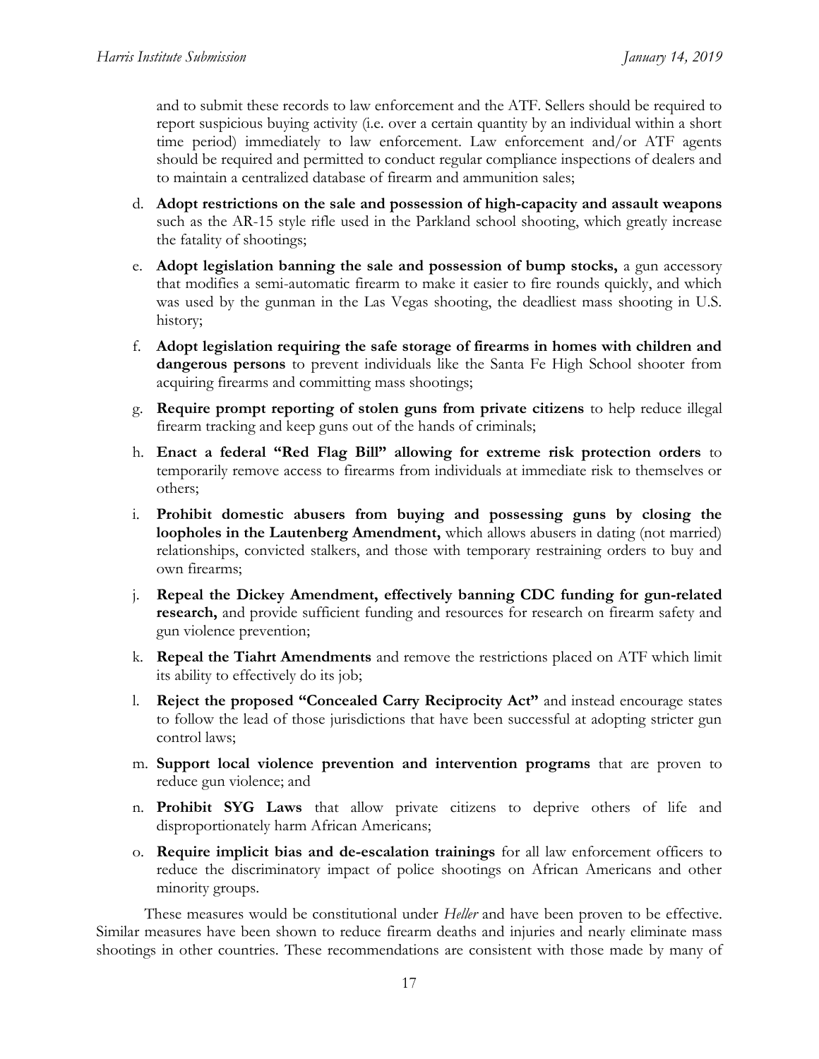and to submit these records to law enforcement and the ATF. Sellers should be required to report suspicious buying activity (i.e. over a certain quantity by an individual within a short time period) immediately to law enforcement. Law enforcement and/or ATF agents should be required and permitted to conduct regular compliance inspections of dealers and to maintain a centralized database of firearm and ammunition sales;

d. **Adopt restrictions on the sale and possession of high-capacity and assault weapons** such as the AR-15 style rifle used in the Parkland school shooting, which greatly increase the fatality of shootings;

e. **Adopt legislation banning the sale and possession of bump stocks,** a gun accessory that modifies a semi-automatic firearm to make it easier to fire rounds quickly, and which was used by the gunman in the Las Vegas shooting, the deadliest mass shooting in U.S. history;

f. **Adopt legislation requiring the safe storage of firearms in homes with children and dangerous persons** to prevent individuals like the Santa Fe High School shooter from acquiring firearms and committing mass shootings;

g. **Require prompt reporting of stolen guns from private citizens** to help reduce illegal firearm tracking and keep guns out of the hands of criminals;

h. **Enact a federal "Red Flag Bill" allowing for extreme risk protection orders** to temporarily remove access to firearms from individuals at immediate risk to themselves or others;

i. **Prohibit domestic abusers from buying and possessing guns by closing the loopholes in the Lautenberg Amendment,** which allows abusers in dating (not married) relationships, convicted stalkers, and those with temporary restraining orders to buy and own firearms;

j. **Repeal the Dickey Amendment, effectively banning CDC funding for gun-related research,** and provide sufficient funding and resources for research on firearm safety and gun violence prevention;

k. **Repeal the Tiahrt Amendments** and remove the restrictions placed on ATF which limit its ability to effectively do its job;

l. **Reject the proposed "Concealed Carry Reciprocity Act"** and instead encourage states to follow the lead of those jurisdictions that have been successful at adopting stricter gun control laws;

m. **Support local violence prevention and intervention programs** that are proven to reduce gun violence; and

n. **Prohibit SYG Laws** that allow private citizens to deprive others of life and disproportionately harm African Americans;

o. **Require implicit bias and de-escalation trainings** for all law enforcement officers to reduce the discriminatory impact of police shootings on African Americans and other minority groups.

These measures would be constitutional under *Heller* and have been proven to be effective. Similar measures have been shown to reduce firearm deaths and injuries and nearly eliminate mass shootings in other countries. These recommendations are consistent with those made by many of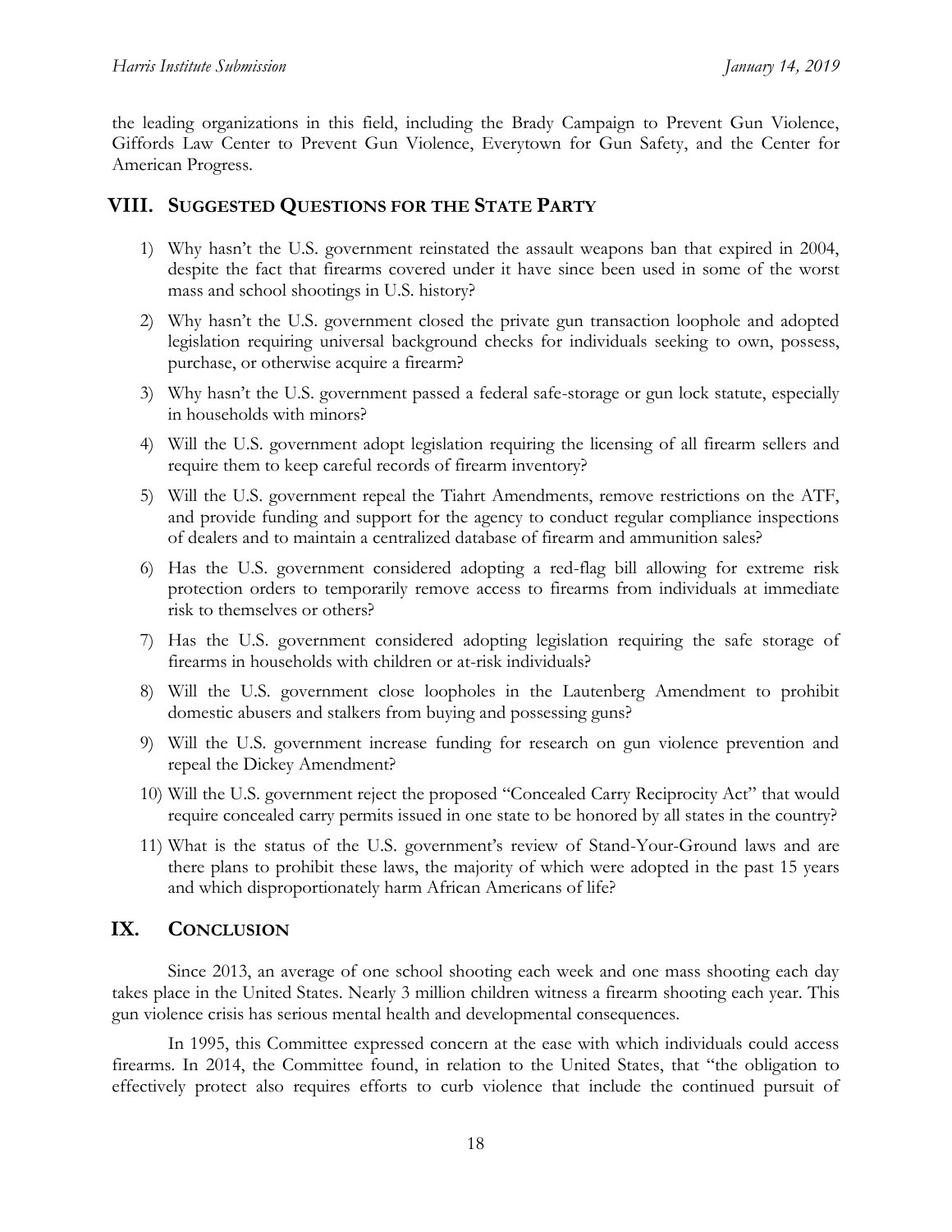the leading organizations in this field, including the Brady Campaign to Prevent Gun Violence, Giffords Law Center to Prevent Gun Violence, Everytown for Gun Safety, and the Center for American Progress.

## VIII. Suggested Questions for the State Party

1) Why hasn't the U.S. government reinstated the assault weapons ban that expired in 2004, despite the fact that firearms covered under it have since been used in some of the worst mass and school shootings in U.S. history?
2) Why hasn't the U.S. government closed the private gun transaction loophole and adopted legislation requiring universal background checks for individuals seeking to own, possess, purchase, or otherwise acquire a firearm?
3) Why hasn't the U.S. government passed a federal safe-storage or gun lock statute, especially in households with minors?
4) Will the U.S. government adopt legislation requiring the licensing of all firearm sellers and require them to keep careful records of firearm inventory?
5) Will the U.S. government repeal the Tiahrt Amendments, remove restrictions on the ATF, and provide funding and support for the agency to conduct regular compliance inspections of dealers and to maintain a centralized database of firearm and ammunition sales?
6) Has the U.S. government considered adopting a red-flag bill allowing for extreme risk protection orders to temporarily remove access to firearms from individuals at immediate risk to themselves or others?
7) Has the U.S. government considered adopting legislation requiring the safe storage of firearms in households with children or at-risk individuals?
8) Will the U.S. government close loopholes in the Lautenberg Amendment to prohibit domestic abusers and stalkers from buying and possessing guns?
9) Will the U.S. government increase funding for research on gun violence prevention and repeal the Dickey Amendment?
10) Will the U.S. government reject the proposed "Concealed Carry Reciprocity Act" that would require concealed carry permits issued in one state to be honored by all states in the country?
11) What is the status of the U.S. government's review of Stand-Your-Ground laws and are there plans to prohibit these laws, the majority of which were adopted in the past 15 years and which disproportionately harm African Americans of life?

## IX. Conclusion

Since 2013, an average of one school shooting each week and one mass shooting each day takes place in the United States. Nearly 3 million children witness a firearm shooting each year. This gun violence crisis has serious mental health and developmental consequences.

In 1995, this Committee expressed concern at the ease with which individuals could access firearms. In 2014, the Committee found, in relation to the United States, that "the obligation to effectively protect also requires efforts to curb violence that include the continued pursuit of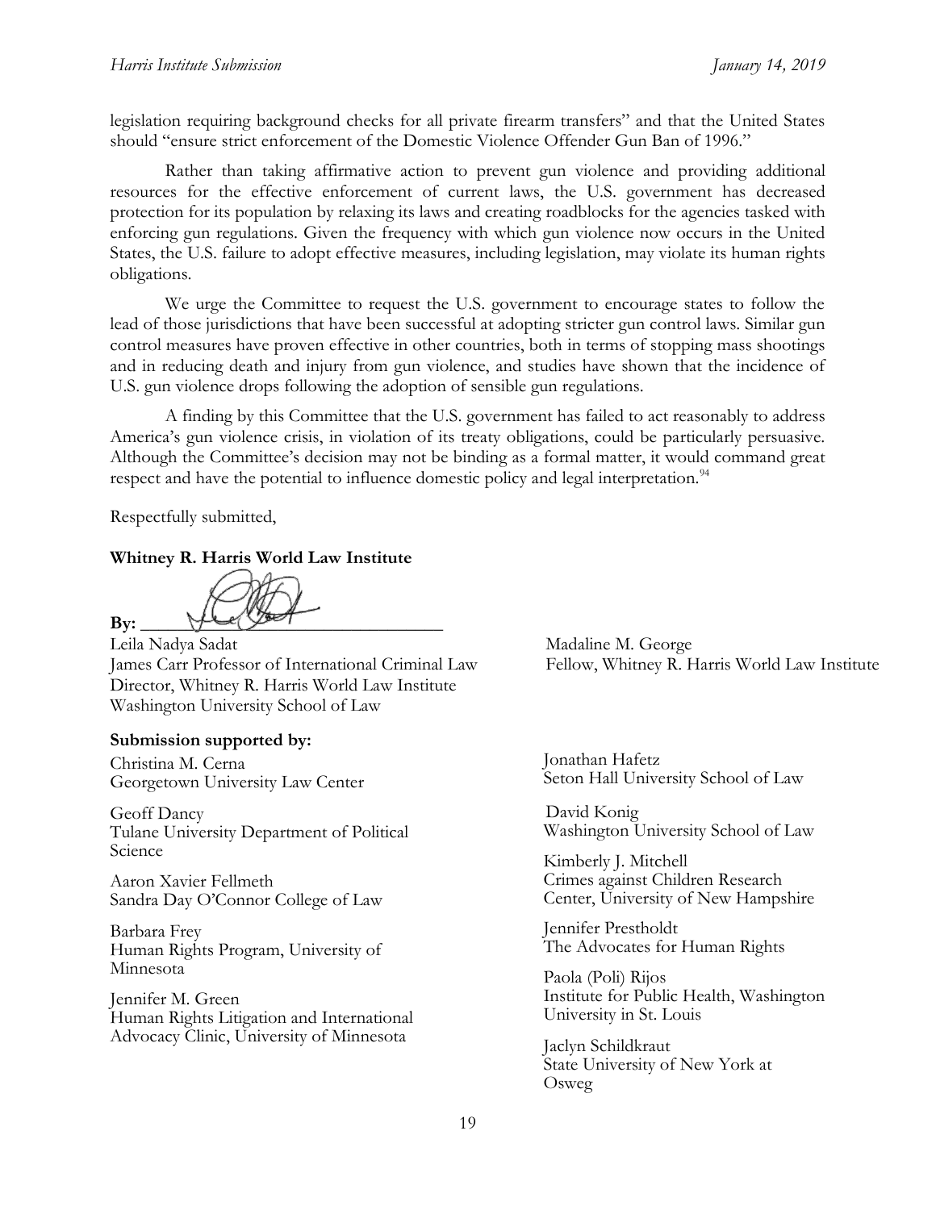legislation requiring background checks for all private firearm transfers" and that the United States should "ensure strict enforcement of the Domestic Violence Offender Gun Ban of 1996."

Rather than taking affirmative action to prevent gun violence and providing additional resources for the effective enforcement of current laws, the U.S. government has decreased protection for its population by relaxing its laws and creating roadblocks for the agencies tasked with enforcing gun regulations. Given the frequency with which gun violence now occurs in the United States, the U.S. failure to adopt effective measures, including legislation, may violate its human rights obligations.

We urge the Committee to request the U.S. government to encourage states to follow the lead of those jurisdictions that have been successful at adopting stricter gun control laws. Similar gun control measures have proven effective in other countries, both in terms of stopping mass shootings and in reducing death and injury from gun violence, and studies have shown that the incidence of U.S. gun violence drops following the adoption of sensible gun regulations.

A finding by this Committee that the U.S. government has failed to act reasonably to address America's gun violence crisis, in violation of its treaty obligations, could be particularly persuasive. Although the Committee's decision may not be binding as a formal matter, it would command great respect and have the potential to influence domestic policy and legal interpretation.[94]

Respectfully submitted,

**Whitney R. Harris World Law Institute**

**By:** ______________________________

Leila Nadya Sadat
James Carr Professor of International Criminal Law
Director, Whitney R. Harris World Law Institute
Washington University School of Law

Madaline M. George
Fellow, Whitney R. Harris World Law Institute

**Submission supported by:**

Christina M. Cerna
Georgetown University Law Center

Geoff Dancy
Tulane University Department of Political Science

Aaron Xavier Fellmeth
Sandra Day O'Connor College of Law

Barbara Frey
Human Rights Program, University of Minnesota

Jennifer M. Green
Human Rights Litigation and International Advocacy Clinic, University of Minnesota

Jonathan Hafetz
Seton Hall University School of Law

David Konig
Washington University School of Law

Kimberly J. Mitchell
Crimes against Children Research Center, University of New Hampshire

Jennifer Prestholdt
The Advocates for Human Rights

Paola (Poli) Rijos
Institute for Public Health, Washington University in St. Louis

Jaclyn Schildkraut
State University of New York at Osweg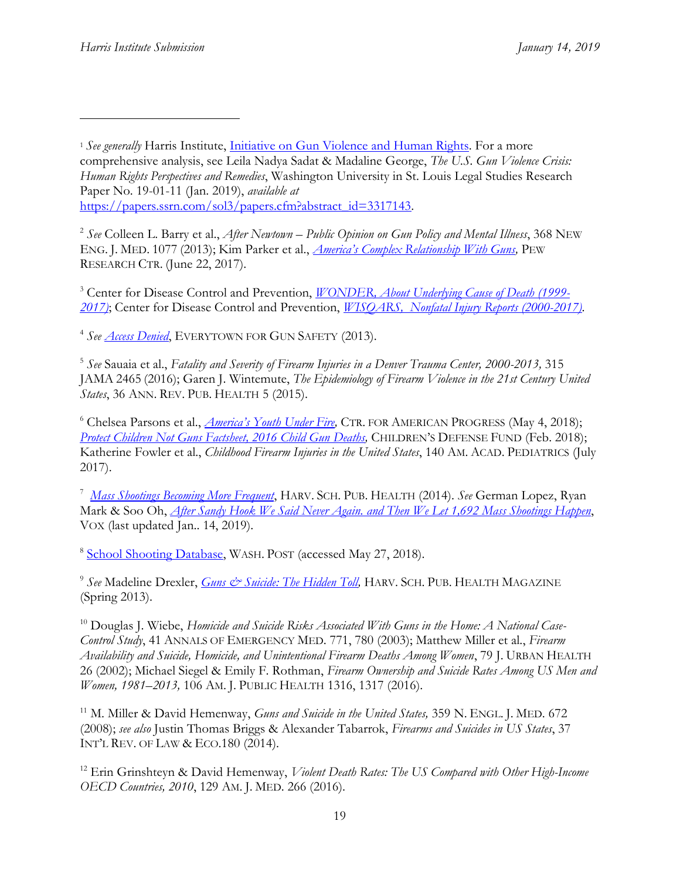[1] *See generally* Harris Institute, Initiative on Gun Violence and Human Rights. For a more comprehensive analysis, see Leila Nadya Sadat & Madaline George, *The U.S. Gun Violence Crisis: Human Rights Perspectives and Remedies*, Washington University in St. Louis Legal Studies Research Paper No. 19-01-11 (Jan. 2019), *available at* https://papers.ssrn.com/sol3/papers.cfm?abstract_id=3317143.

[2] *See* Colleen L. Barry et al., *After Newtown – Public Opinion on Gun Policy and Mental Illness*, 368 NEW ENG. J. MED. 1077 (2013); Kim Parker et al., *America's Complex Relationship With Guns*, PEW RESEARCH CTR. (June 22, 2017).

[3] Center for Disease Control and Prevention, *WONDER, About Underlying Cause of Death (1999-2017)*; Center for Disease Control and Prevention, *WISQARS, Nonfatal Injury Reports (2000-2017)*.

[4] *See Access Denied*, EVERYTOWN FOR GUN SAFETY (2013).

[5] *See* Sauaia et al., *Fatality and Severity of Firearm Injuries in a Denver Trauma Center, 2000-2013,* 315 JAMA 2465 (2016); Garen J. Wintemute, *The Epidemiology of Firearm Violence in the 21st Century United States*, 36 ANN. REV. PUB. HEALTH 5 (2015).

[6] Chelsea Parsons et al., *America's Youth Under Fire,* CTR. FOR AMERICAN PROGRESS (May 4, 2018); *Protect Children Not Guns Factsheet, 2016 Child Gun Deaths,* CHILDREN'S DEFENSE FUND (Feb. 2018); Katherine Fowler et al., *Childhood Firearm Injuries in the United States*, 140 AM. ACAD. PEDIATRICS (July 2017).

[7] *Mass Shootings Becoming More Frequent*, HARV. SCH. PUB. HEALTH (2014). *See* German Lopez, Ryan Mark & Soo Oh, *After Sandy Hook We Said Never Again. and Then We Let 1,692 Mass Shootings Happen*, VOX (last updated Jan.. 14, 2019).

[8] School Shooting Database, WASH. POST (accessed May 27, 2018).

[9] *See* Madeline Drexler, *Guns & Suicide: The Hidden Toll,* HARV. SCH. PUB. HEALTH MAGAZINE (Spring 2013).

[10] Douglas J. Wiebe, *Homicide and Suicide Risks Associated With Guns in the Home: A National Case-Control Study*, 41 ANNALS OF EMERGENCY MED. 771, 780 (2003); Matthew Miller et al., *Firearm Availability and Suicide, Homicide, and Unintentional Firearm Deaths Among Women*, 79 J. URBAN HEALTH 26 (2002); Michael Siegel & Emily F. Rothman, *Firearm Ownership and Suicide Rates Among US Men and Women, 1981–2013,* 106 AM. J. PUBLIC HEALTH 1316, 1317 (2016).

[11] M. Miller & David Hemenway, *Guns and Suicide in the United States,* 359 N. ENGL. J. MED. 672 (2008); *see also* Justin Thomas Briggs & Alexander Tabarrok, *Firearms and Suicides in US States*, 37 INT'L REV. OF LAW & ECO.180 (2014).

[12] Erin Grinshteyn & David Hemenway, *Violent Death Rates: The US Compared with Other High-Income OECD Countries, 2010*, 129 AM. J. MED. 266 (2016).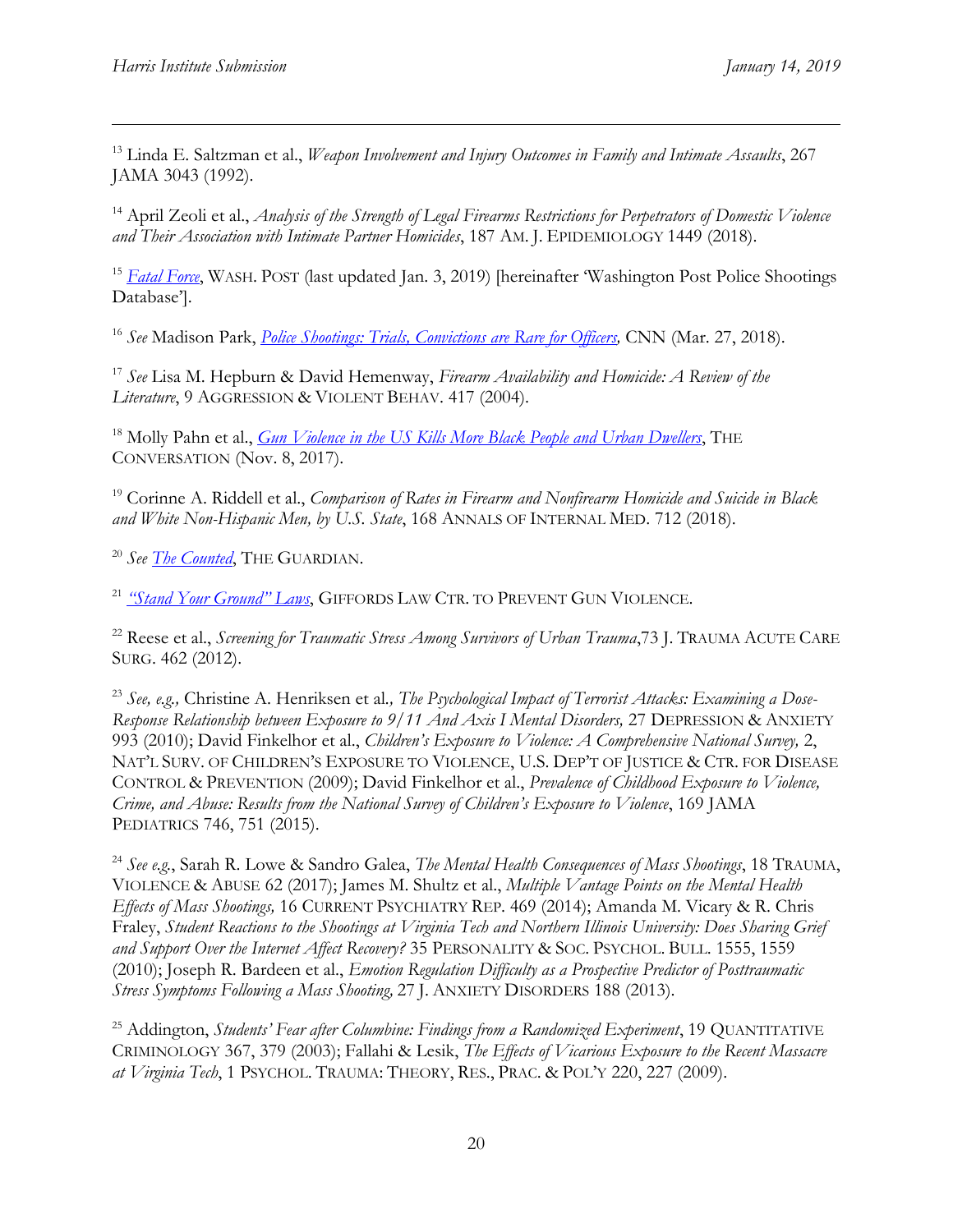[13] Linda E. Saltzman et al., *Weapon Involvement and Injury Outcomes in Family and Intimate Assaults*, 267 JAMA 3043 (1992).

[14] April Zeoli et al., *Analysis of the Strength of Legal Firearms Restrictions for Perpetrators of Domestic Violence and Their Association with Intimate Partner Homicides*, 187 AM. J. EPIDEMIOLOGY 1449 (2018).

[15] *Fatal Force*, WASH. POST (last updated Jan. 3, 2019) [hereinafter 'Washington Post Police Shootings Database'].

[16] *See* Madison Park, *Police Shootings: Trials, Convictions are Rare for Officers,* CNN (Mar. 27, 2018).

[17] *See* Lisa M. Hepburn & David Hemenway, *Firearm Availability and Homicide: A Review of the Literature*, 9 AGGRESSION & VIOLENT BEHAV. 417 (2004).

[18] Molly Pahn et al., *Gun Violence in the US Kills More Black People and Urban Dwellers*, THE CONVERSATION (Nov. 8, 2017).

[19] Corinne A. Riddell et al., *Comparison of Rates in Firearm and Nonfirearm Homicide and Suicide in Black and White Non-Hispanic Men, by U.S. State*, 168 ANNALS OF INTERNAL MED. 712 (2018).

[20] *See The Counted*, THE GUARDIAN.

[21] *"Stand Your Ground" Laws*, GIFFORDS LAW CTR. TO PREVENT GUN VIOLENCE.

[22] Reese et al., *Screening for Traumatic Stress Among Survivors of Urban Trauma*,73 J. TRAUMA ACUTE CARE SURG. 462 (2012).

[23] *See, e.g.,* Christine A. Henriksen et al*., The Psychological Impact of Terrorist Attacks: Examining a Dose-Response Relationship between Exposure to 9/11 And Axis I Mental Disorders,* 27 DEPRESSION & ANXIETY 993 (2010); David Finkelhor et al., *Children's Exposure to Violence: A Comprehensive National Survey,* 2, NAT'L SURV. OF CHILDREN'S EXPOSURE TO VIOLENCE, U.S. DEP'T OF JUSTICE & CTR. FOR DISEASE CONTROL & PREVENTION (2009); David Finkelhor et al., *Prevalence of Childhood Exposure to Violence, Crime, and Abuse: Results from the National Survey of Children's Exposure to Violence*, 169 JAMA PEDIATRICS 746, 751 (2015).

[24] *See e.g.*, Sarah R. Lowe & Sandro Galea, *The Mental Health Consequences of Mass Shootings*, 18 TRAUMA, VIOLENCE & ABUSE 62 (2017); James M. Shultz et al., *Multiple Vantage Points on the Mental Health Effects of Mass Shootings,* 16 CURRENT PSYCHIATRY REP. 469 (2014); Amanda M. Vicary & R. Chris Fraley, *Student Reactions to the Shootings at Virginia Tech and Northern Illinois University: Does Sharing Grief and Support Over the Internet Affect Recovery?* 35 PERSONALITY & SOC. PSYCHOL. BULL. 1555, 1559 (2010); Joseph R. Bardeen et al., *Emotion Regulation Difficulty as a Prospective Predictor of Posttraumatic Stress Symptoms Following a Mass Shooting,* 27 J. ANXIETY DISORDERS 188 (2013).

[25] Addington, *Students' Fear after Columbine: Findings from a Randomized Experiment*, 19 QUANTITATIVE CRIMINOLOGY 367, 379 (2003); Fallahi & Lesik, *The Effects of Vicarious Exposure to the Recent Massacre at Virginia Tech*, 1 PSYCHOL. TRAUMA: THEORY, RES., PRAC. & POL'Y 220, 227 (2009).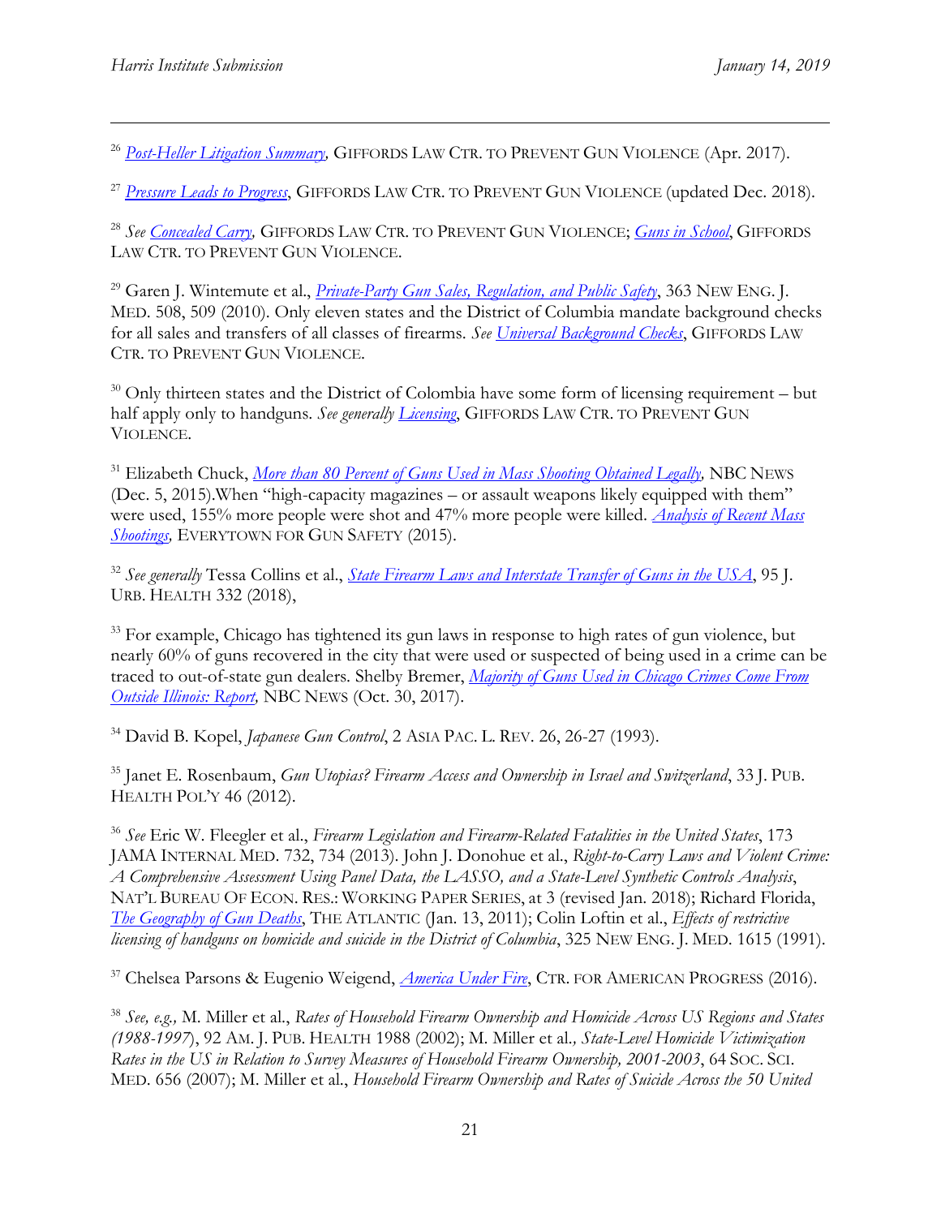[26] *Post-Heller Litigation Summary,* GIFFORDS LAW CTR. TO PREVENT GUN VIOLENCE (Apr. 2017).

[27] *Pressure Leads to Progress*, GIFFORDS LAW CTR. TO PREVENT GUN VIOLENCE (updated Dec. 2018).

[28] *See Concealed Carry,* GIFFORDS LAW CTR. TO PREVENT GUN VIOLENCE; *Guns in School*, GIFFORDS LAW CTR. TO PREVENT GUN VIOLENCE.

[29] Garen J. Wintemute et al., *Private-Party Gun Sales, Regulation, and Public Safety*, 363 NEW ENG. J. MED. 508, 509 (2010). Only eleven states and the District of Columbia mandate background checks for all sales and transfers of all classes of firearms. *See Universal Background Checks*, GIFFORDS LAW CTR. TO PREVENT GUN VIOLENCE.

[30] Only thirteen states and the District of Colombia have some form of licensing requirement – but half apply only to handguns. *See generally Licensing*, GIFFORDS LAW CTR. TO PREVENT GUN VIOLENCE.

[31] Elizabeth Chuck, *More than 80 Percent of Guns Used in Mass Shooting Obtained Legally,* NBC NEWS (Dec. 5, 2015).When "high-capacity magazines – or assault weapons likely equipped with them" were used, 155% more people were shot and 47% more people were killed. *Analysis of Recent Mass Shootings,* EVERYTOWN FOR GUN SAFETY (2015).

[32] *See generally* Tessa Collins et al., *State Firearm Laws and Interstate Transfer of Guns in the USA*, 95 J. URB. HEALTH 332 (2018),

[33] For example, Chicago has tightened its gun laws in response to high rates of gun violence, but nearly 60% of guns recovered in the city that were used or suspected of being used in a crime can be traced to out-of-state gun dealers. Shelby Bremer, *Majority of Guns Used in Chicago Crimes Come From Outside Illinois: Report,* NBC NEWS (Oct. 30, 2017).

[34] David B. Kopel, *Japanese Gun Control*, 2 ASIA PAC. L. REV. 26, 26-27 (1993).

[35] Janet E. Rosenbaum, *Gun Utopias? Firearm Access and Ownership in Israel and Switzerland*, 33 J. PUB. HEALTH POL'Y 46 (2012).

[36] *See* Eric W. Fleegler et al., *Firearm Legislation and Firearm-Related Fatalities in the United States*, 173 JAMA INTERNAL MED. 732, 734 (2013). John J. Donohue et al., *Right-to-Carry Laws and Violent Crime: A Comprehensive Assessment Using Panel Data, the LASSO, and a State-Level Synthetic Controls Analysis*, NAT'L BUREAU OF ECON. RES.: WORKING PAPER SERIES, at 3 (revised Jan. 2018); Richard Florida, *The Geography of Gun Deaths*, THE ATLANTIC (Jan. 13, 2011); Colin Loftin et al., *Effects of restrictive licensing of handguns on homicide and suicide in the District of Columbia*, 325 NEW ENG. J. MED. 1615 (1991).

[37] Chelsea Parsons & Eugenio Weigend, *America Under Fire*, CTR. FOR AMERICAN PROGRESS (2016).

[38] *See, e.g.,* M. Miller et al., *Rates of Household Firearm Ownership and Homicide Across US Regions and States (1988-1997*), 92 AM. J. PUB. HEALTH 1988 (2002); M. Miller et al*., State-Level Homicide Victimization Rates in the US in Relation to Survey Measures of Household Firearm Ownership, 2001-2003*, 64 SOC. SCI. MED. 656 (2007); M. Miller et al., *Household Firearm Ownership and Rates of Suicide Across the 50 United*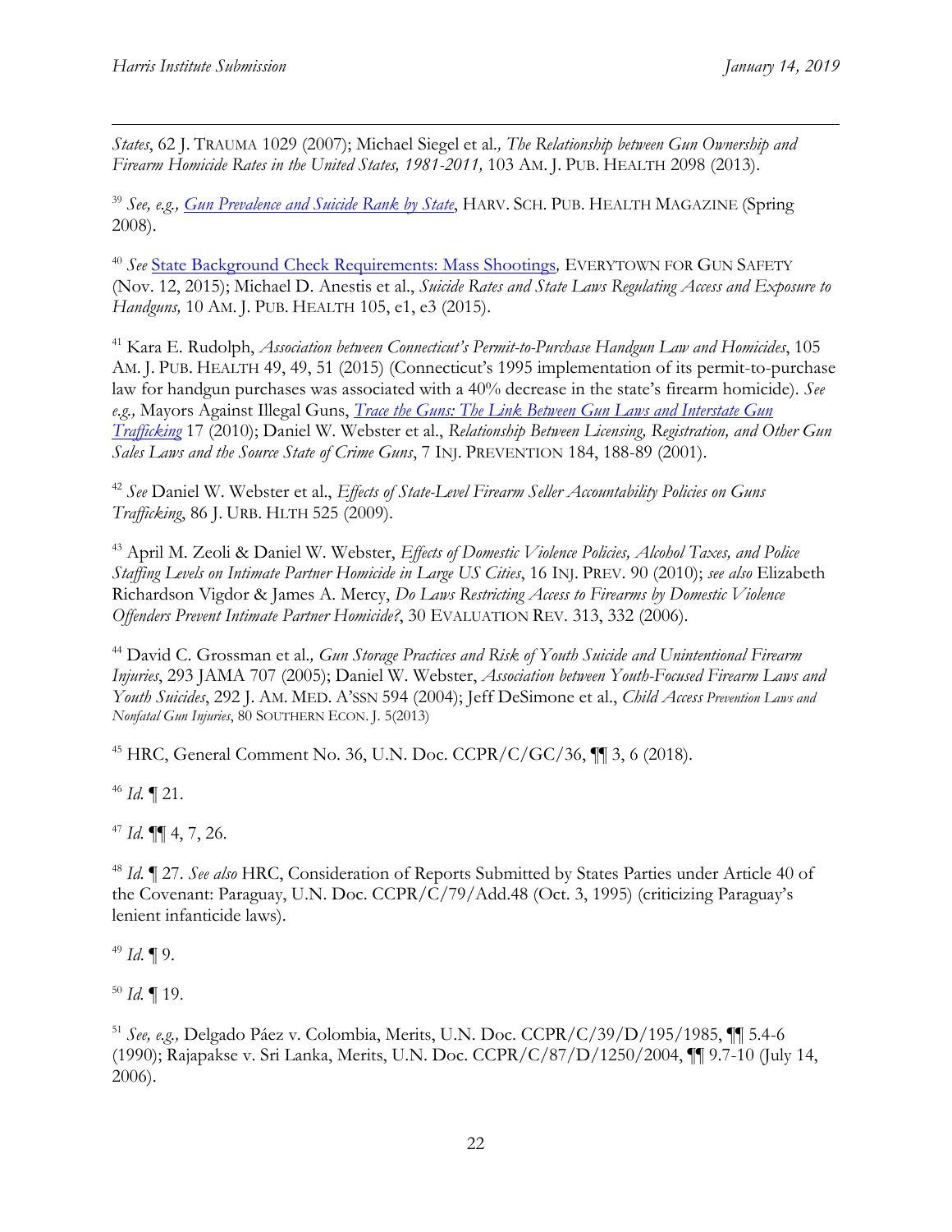*States*, 62 J. TRAUMA 1029 (2007); Michael Siegel et al*., The Relationship between Gun Ownership and Firearm Homicide Rates in the United States, 1981-2011,* 103 AM. J. PUB. HEALTH 2098 (2013).

[39] *See, e.g., Gun Prevalence and Suicide Rank by State*, HARV. SCH. PUB. HEALTH MAGAZINE (Spring 2008).

[40] *See* State Background Check Requirements: Mass Shootings*,* EVERYTOWN FOR GUN SAFETY (Nov. 12, 2015); Michael D. Anestis et al., *Suicide Rates and State Laws Regulating Access and Exposure to Handguns,* 10 AM. J. PUB. HEALTH 105, e1, e3 (2015).

[41] Kara E. Rudolph, *Association between Connecticut's Permit-to-Purchase Handgun Law and Homicides*, 105 AM. J. PUB. HEALTH 49, 49, 51 (2015) (Connecticut's 1995 implementation of its permit-to-purchase law for handgun purchases was associated with a 40% decrease in the state's firearm homicide). *See e.g.,* Mayors Against Illegal Guns, *Trace the Guns: The Link Between Gun Laws and Interstate Gun Trafficking* 17 (2010); Daniel W. Webster et al., *Relationship Between Licensing, Registration, and Other Gun Sales Laws and the Source State of Crime Guns*, 7 INJ. PREVENTION 184, 188-89 (2001).

[42] *See* Daniel W. Webster et al., *Effects of State-Level Firearm Seller Accountability Policies on Guns Trafficking*, 86 J. URB. HLTH 525 (2009).

[43] April M. Zeoli & Daniel W. Webster, *Effects of Domestic Violence Policies, Alcohol Taxes, and Police Staffing Levels on Intimate Partner Homicide in Large US Cities*, 16 INJ. PREV. 90 (2010); *see also* Elizabeth Richardson Vigdor & James A. Mercy, *Do Laws Restricting Access to Firearms by Domestic Violence Offenders Prevent Intimate Partner Homicide?*, 30 EVALUATION REV. 313, 332 (2006).

[44] David C. Grossman et al*., Gun Storage Practices and Risk of Youth Suicide and Unintentional Firearm Injuries*, 293 JAMA 707 (2005); Daniel W. Webster, *Association between Youth-Focused Firearm Laws and Youth Suicides*, 292 J. AM. MED. A'SSN 594 (2004); Jeff DeSimone et al., *Child Access Prevention Laws and Nonfatal Gun Injuries*, 80 SOUTHERN ECON. J. 5(2013)

[45] HRC, General Comment No. 36, U.N. Doc. CCPR/C/GC/36, ¶¶ 3, 6 (2018).

[46] *Id.* ¶ 21.

[47] *Id.* ¶¶ 4, 7, 26.

[48] *Id.* ¶ 27. *See also* HRC, Consideration of Reports Submitted by States Parties under Article 40 of the Covenant: Paraguay, U.N. Doc. CCPR/C/79/Add.48 (Oct. 3, 1995) (criticizing Paraguay's lenient infanticide laws).

[49] *Id.* ¶ 9.

[50] *Id.* ¶ 19.

[51] *See, e.g.,* Delgado Páez v. Colombia, Merits, U.N. Doc. CCPR/C/39/D/195/1985, ¶¶ 5.4-6 (1990); Rajapakse v. Sri Lanka, Merits, U.N. Doc. CCPR/C/87/D/1250/2004, ¶¶ 9.7-10 (July 14, 2006).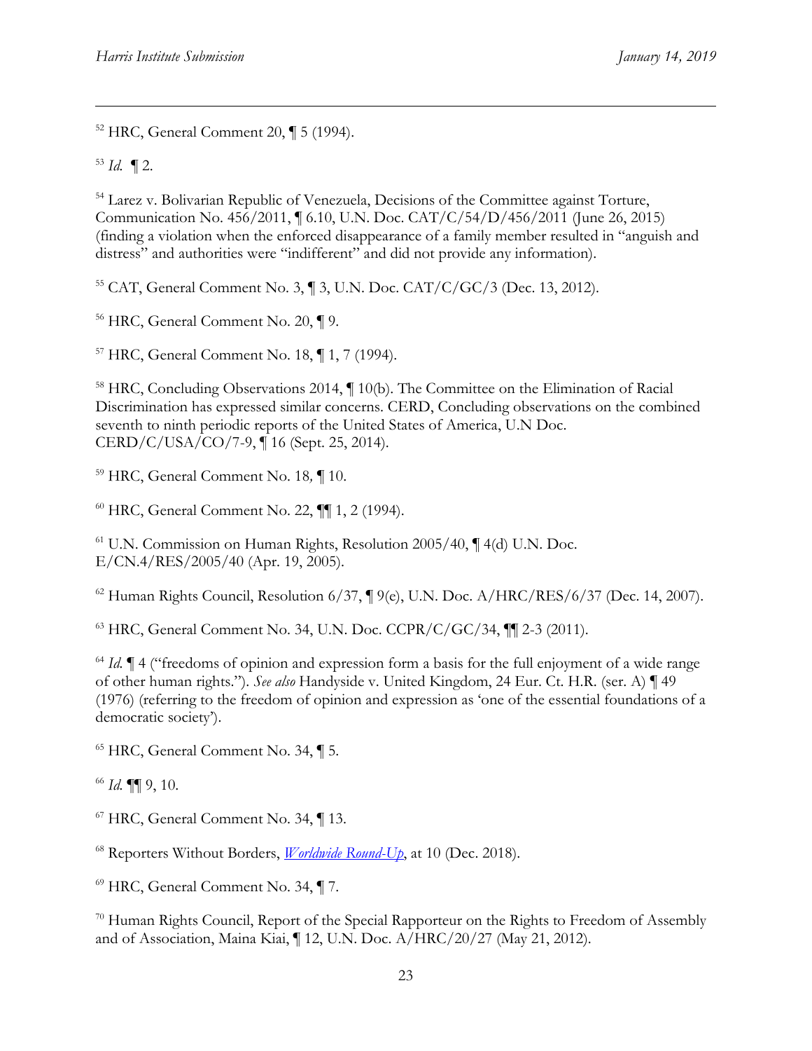[52] HRC, General Comment 20, ¶ 5 (1994).

[53] *Id.* ¶ 2.

[54] Larez v. Bolivarian Republic of Venezuela, Decisions of the Committee against Torture, Communication No. 456/2011, ¶ 6.10, U.N. Doc. CAT/C/54/D/456/2011 (June 26, 2015) (finding a violation when the enforced disappearance of a family member resulted in "anguish and distress" and authorities were "indifferent" and did not provide any information).

[55] CAT, General Comment No. 3, ¶ 3, U.N. Doc. CAT/C/GC/3 (Dec. 13, 2012).

[56] HRC, General Comment No. 20, ¶ 9.

[57] HRC, General Comment No. 18, ¶ 1, 7 (1994).

[58] HRC, Concluding Observations 2014, ¶ 10(b). The Committee on the Elimination of Racial Discrimination has expressed similar concerns. CERD, Concluding observations on the combined seventh to ninth periodic reports of the United States of America, U.N Doc. CERD/C/USA/CO/7-9, ¶ 16 (Sept. 25, 2014).

[59] HRC, General Comment No. 18*,* ¶ 10.

[60] HRC, General Comment No. 22, ¶¶ 1, 2 (1994).

[61] U.N. Commission on Human Rights, Resolution 2005/40, ¶ 4(d) U.N. Doc. E/CN.4/RES/2005/40 (Apr. 19, 2005).

[62] Human Rights Council, Resolution 6/37, ¶ 9(e), U.N. Doc. A/HRC/RES/6/37 (Dec. 14, 2007).

[63] HRC, General Comment No. 34, U.N. Doc. CCPR/C/GC/34, ¶¶ 2-3 (2011).

[64] *Id.* ¶ 4 ("freedoms of opinion and expression form a basis for the full enjoyment of a wide range of other human rights."). *See also* Handyside v. United Kingdom, 24 Eur. Ct. H.R. (ser. A) ¶ 49 (1976) (referring to the freedom of opinion and expression as 'one of the essential foundations of a democratic society').

[65] HRC, General Comment No. 34, ¶ 5.

[66] *Id.* ¶¶ 9, 10.

[67] HRC, General Comment No. 34, ¶ 13.

[68] Reporters Without Borders, *Worldwide Round-Up*, at 10 (Dec. 2018).

[69] HRC, General Comment No. 34, ¶ 7.

[70] Human Rights Council, Report of the Special Rapporteur on the Rights to Freedom of Assembly and of Association, Maina Kiai, ¶ 12, U.N. Doc. A/HRC/20/27 (May 21, 2012).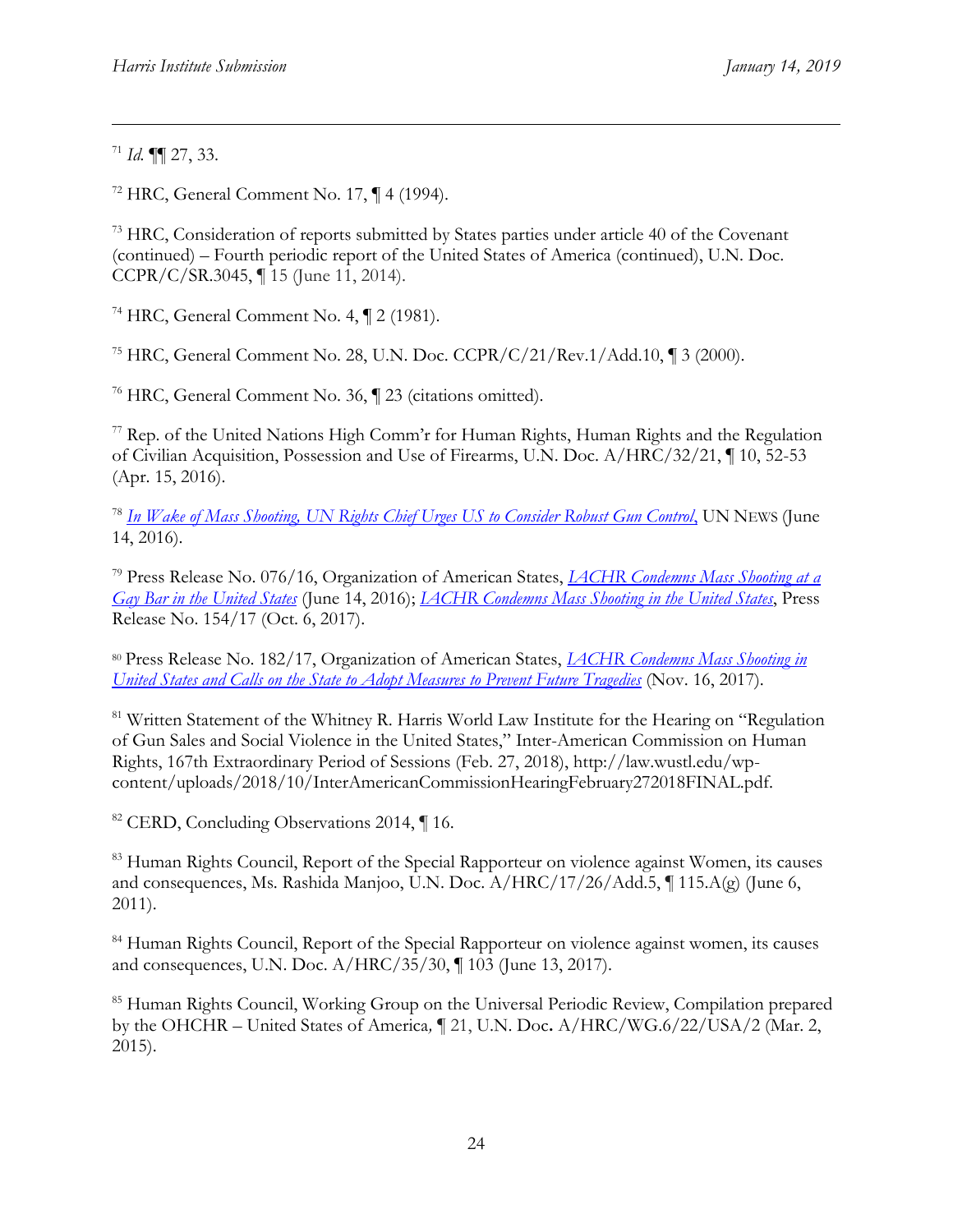[71] *Id.* ¶¶ 27, 33.

[72] HRC, General Comment No. 17, ¶ 4 (1994).

[73] HRC, Consideration of reports submitted by States parties under article 40 of the Covenant (continued) – Fourth periodic report of the United States of America (continued), U.N. Doc. CCPR/C/SR.3045, ¶ 15 (June 11, 2014).

[74] HRC, General Comment No. 4, ¶ 2 (1981).

[75] HRC, General Comment No. 28, U.N. Doc. CCPR/C/21/Rev.1/Add.10, ¶ 3 (2000).

[76] HRC, General Comment No. 36, ¶ 23 (citations omitted).

[77] Rep. of the United Nations High Comm'r for Human Rights, Human Rights and the Regulation of Civilian Acquisition, Possession and Use of Firearms, U.N. Doc. A/HRC/32/21, ¶ 10, 52-53 (Apr. 15, 2016).

[78] *In Wake of Mass Shooting, UN Rights Chief Urges US to Consider Robust Gun Control*, UN NEWS (June 14, 2016).

[79] Press Release No. 076/16, Organization of American States, *IACHR Condemns Mass Shooting at a Gay Bar in the United States* (June 14, 2016); *IACHR Condemns Mass Shooting in the United States*, Press Release No. 154/17 (Oct. 6, 2017).

[80] Press Release No. 182/17, Organization of American States, *IACHR Condemns Mass Shooting in United States and Calls on the State to Adopt Measures to Prevent Future Tragedies* (Nov. 16, 2017).

[81] Written Statement of the Whitney R. Harris World Law Institute for the Hearing on "Regulation of Gun Sales and Social Violence in the United States," Inter-American Commission on Human Rights, 167th Extraordinary Period of Sessions (Feb. 27, 2018), http://law.wustl.edu/wp-content/uploads/2018/10/InterAmericanCommissionHearingFebruary272018FINAL.pdf.

[82] CERD, Concluding Observations 2014, ¶ 16.

[83] Human Rights Council, Report of the Special Rapporteur on violence against Women, its causes and consequences, Ms. Rashida Manjoo, U.N. Doc. A/HRC/17/26/Add.5, ¶ 115.A(g) (June 6, 2011).

[84] Human Rights Council, Report of the Special Rapporteur on violence against women, its causes and consequences, U.N. Doc. A/HRC/35/30, ¶ 103 (June 13, 2017).

[85] Human Rights Council, Working Group on the Universal Periodic Review, Compilation prepared by the OHCHR – United States of America*,* ¶ 21, U.N. Doc**.** A/HRC/WG.6/22/USA/2 (Mar. 2, 2015).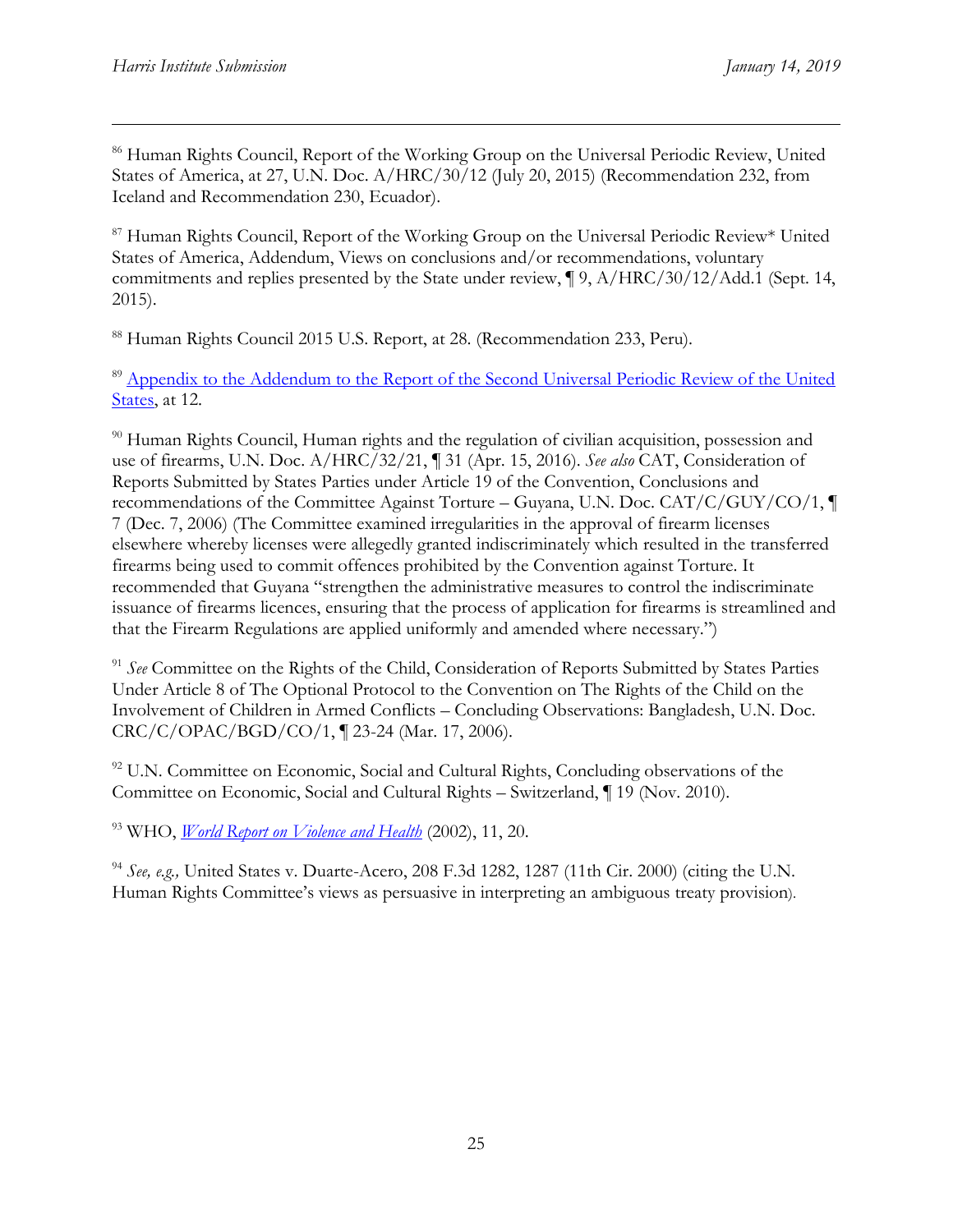[86] Human Rights Council, Report of the Working Group on the Universal Periodic Review, United States of America, at 27, U.N. Doc. A/HRC/30/12 (July 20, 2015) (Recommendation 232, from Iceland and Recommendation 230, Ecuador).

[87] Human Rights Council, Report of the Working Group on the Universal Periodic Review* United States of America, Addendum, Views on conclusions and/or recommendations, voluntary commitments and replies presented by the State under review, ¶ 9, A/HRC/30/12/Add.1 (Sept. 14, 2015).

[88] Human Rights Council 2015 U.S. Report, at 28. (Recommendation 233, Peru).

[89] Appendix to the Addendum to the Report of the Second Universal Periodic Review of the United States, at 12.

[90] Human Rights Council, Human rights and the regulation of civilian acquisition, possession and use of firearms, U.N. Doc. A/HRC/32/21, ¶ 31 (Apr. 15, 2016). *See also* CAT, Consideration of Reports Submitted by States Parties under Article 19 of the Convention, Conclusions and recommendations of the Committee Against Torture – Guyana, U.N. Doc. CAT/C/GUY/CO/1, ¶ 7 (Dec. 7, 2006) (The Committee examined irregularities in the approval of firearm licenses elsewhere whereby licenses were allegedly granted indiscriminately which resulted in the transferred firearms being used to commit offences prohibited by the Convention against Torture. It recommended that Guyana "strengthen the administrative measures to control the indiscriminate issuance of firearms licences, ensuring that the process of application for firearms is streamlined and that the Firearm Regulations are applied uniformly and amended where necessary.")

[91] *See* Committee on the Rights of the Child, Consideration of Reports Submitted by States Parties Under Article 8 of The Optional Protocol to the Convention on The Rights of the Child on the Involvement of Children in Armed Conflicts – Concluding Observations: Bangladesh, U.N. Doc. CRC/C/OPAC/BGD/CO/1, ¶ 23-24 (Mar. 17, 2006).

[92] U.N. Committee on Economic, Social and Cultural Rights, Concluding observations of the Committee on Economic, Social and Cultural Rights – Switzerland, ¶ 19 (Nov. 2010).

[93] WHO, *World Report on Violence and Health* (2002), 11, 20.

[94] *See, e.g.,* United States v. Duarte-Acero, 208 F.3d 1282, 1287 (11th Cir. 2000) (citing the U.N. Human Rights Committee's views as persuasive in interpreting an ambiguous treaty provision).